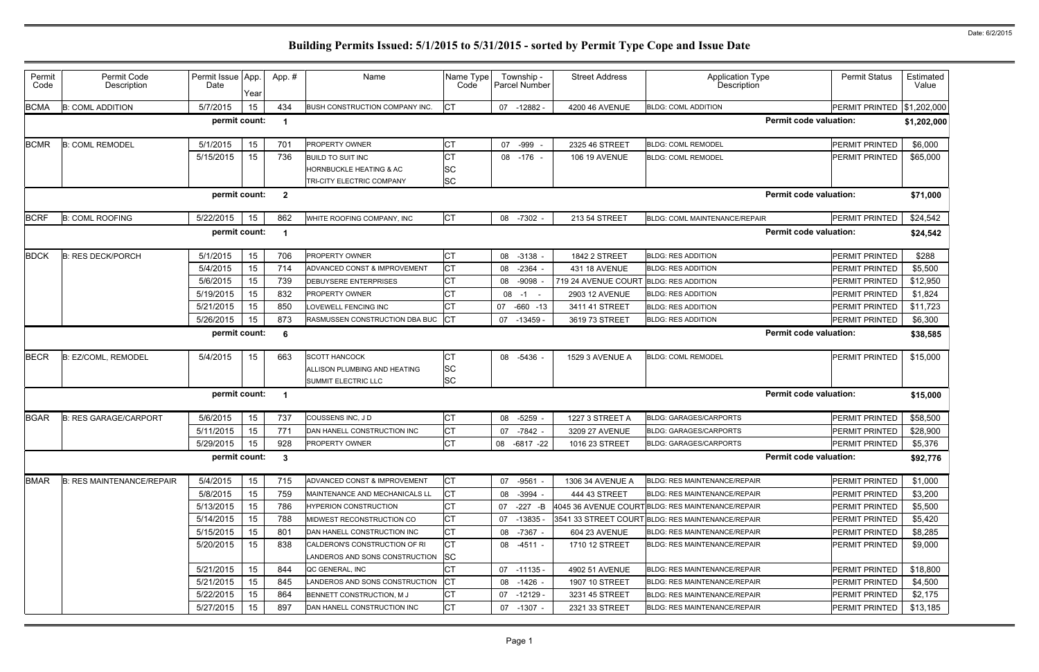# Building Permits Issued: 5/1/2015 to 5/31/2015 - sorted by Permit Type Cope and Issue Date

Date: 6/2/2015

| Permit Code | Permit Code Description | Permit Issue Date | App. Year | App. # | Name | Name Type Code | Township - Parcel Number | Street Address | Application Type Description | Permit Status | Estimated Value |
|---|---|---|---|---|---|---|---|---|---|---|---|
| BCMA | B: COML ADDITION | 5/7/2015 | 15 | 434 | BUSH CONSTRUCTION COMPANY INC. | CT | 07 -12882 - | 4200 46 AVENUE | BLDG: COML ADDITION | PERMIT PRINTED | $1,202,000 |
| | | permit count: | | 1 | | | | | Permit code valuation: | | $1,202,000 |
| BCMR | B: COML REMODEL | 5/1/2015 | 15 | 701 | PROPERTY OWNER | CT | 07 -999 - | 2325 46 STREET | BLDG: COML REMODEL | PERMIT PRINTED | $6,000 |
| | | 5/15/2015 | 15 | 736 | BUILD TO SUIT INC | CT | 08 -176 - | 106 19 AVENUE | BLDG: COML REMODEL | PERMIT PRINTED | $65,000 |
| | | | | | HORNBUCKLE HEATING & AC | SC | | | | | |
| | | | | | TRI-CITY ELECTRIC COMPANY | SC | | | | | |
| | | permit count: | | 2 | | | | | Permit code valuation: | | $71,000 |
| BCRF | B: COML ROOFING | 5/22/2015 | 15 | 862 | WHITE ROOFING COMPANY, INC | CT | 08 -7302 - | 213 54 STREET | BLDG: COML MAINTENANCE/REPAIR | PERMIT PRINTED | $24,542 |
| | | permit count: | | 1 | | | | | Permit code valuation: | | $24,542 |
| BDCK | B: RES DECK/PORCH | 5/1/2015 | 15 | 706 | PROPERTY OWNER | CT | 08 -3138 - | 1842 2 STREET | BLDG: RES ADDITION | PERMIT PRINTED | $288 |
| | | 5/4/2015 | 15 | 714 | ADVANCED CONST & IMPROVEMENT | CT | 08 -2364 - | 431 18 AVENUE | BLDG: RES ADDITION | PERMIT PRINTED | $5,500 |
| | | 5/6/2015 | 15 | 739 | DEBUYSERE ENTERPRISES | CT | 08 -9098 - | 719 24 AVENUE COURT | BLDG: RES ADDITION | PERMIT PRINTED | $12,950 |
| | | 5/19/2015 | 15 | 832 | PROPERTY OWNER | CT | 08 -1 - | 2903 12 AVENUE | BLDG: RES ADDITION | PERMIT PRINTED | $1,824 |
| | | 5/21/2015 | 15 | 850 | LOVEWELL FENCING INC | CT | 07 -660 -13 | 3411 41 STREET | BLDG: RES ADDITION | PERMIT PRINTED | $11,723 |
| | | 5/26/2015 | 15 | 873 | RASMUSSEN CONSTRUCTION DBA BUC | CT | 07 -13459 - | 3619 73 STREET | BLDG: RES ADDITION | PERMIT PRINTED | $6,300 |
| | | permit count: | | 6 | | | | | Permit code valuation: | | $38,585 |
| BECR | B: EZ/COML, REMODEL | 5/4/2015 | 15 | 663 | SCOTT HANCOCK | CT | 08 -5436 - | 1529 3 AVENUE A | BLDG: COML REMODEL | PERMIT PRINTED | $15,000 |
| | | | | | ALLISON PLUMBING AND HEATING | SC | | | | | |
| | | | | | SUMMIT ELECTRIC LLC | SC | | | | | |
| | | permit count: | | 1 | | | | | Permit code valuation: | | $15,000 |
| BGAR | B: RES GARAGE/CARPORT | 5/6/2015 | 15 | 737 | COUSSENS INC, J D | CT | 08 -5259 - | 1227 3 STREET A | BLDG: GARAGES/CARPORTS | PERMIT PRINTED | $58,500 |
| | | 5/11/2015 | 15 | 771 | DAN HANELL CONSTRUCTION INC | CT | 07 -7842 - | 3209 27 AVENUE | BLDG: GARAGES/CARPORTS | PERMIT PRINTED | $28,900 |
| | | 5/29/2015 | 15 | 928 | PROPERTY OWNER | CT | 08 -6817 -22 | 1016 23 STREET | BLDG: GARAGES/CARPORTS | PERMIT PRINTED | $5,376 |
| | | permit count: | | 3 | | | | | Permit code valuation: | | $92,776 |
| BMAR | B: RES MAINTENANCE/REPAIR | 5/4/2015 | 15 | 715 | ADVANCED CONST & IMPROVEMENT | CT | 07 -9561 - | 1306 34 AVENUE A | BLDG: RES MAINTENANCE/REPAIR | PERMIT PRINTED | $1,000 |
| | | 5/8/2015 | 15 | 759 | MAINTENANCE AND MECHANICALS LL | CT | 08 -3994 - | 444 43 STREET | BLDG: RES MAINTENANCE/REPAIR | PERMIT PRINTED | $3,200 |
| | | 5/13/2015 | 15 | 786 | HYPERION CONSTRUCTION | CT | 07 -227 -B | 4045 36 AVENUE COURT | BLDG: RES MAINTENANCE/REPAIR | PERMIT PRINTED | $5,500 |
| | | 5/14/2015 | 15 | 788 | MIDWEST RECONSTRUCTION CO | CT | 07 -13835 - | 3541 33 STREET COURT | BLDG: RES MAINTENANCE/REPAIR | PERMIT PRINTED | $5,420 |
| | | 5/15/2015 | 15 | 801 | DAN HANELL CONSTRUCTION INC | CT | 08 -7367 - | 604 23 AVENUE | BLDG: RES MAINTENANCE/REPAIR | PERMIT PRINTED | $8,285 |
| | | 5/20/2015 | 15 | 838 | CALDERON'S CONSTRUCTION OF RI | CT | 08 -4511 - | 1710 12 STREET | BLDG: RES MAINTENANCE/REPAIR | PERMIT PRINTED | $9,000 |
| | | | | | LANDEROS AND SONS CONSTRUCTION | SC | | | | | |
| | | 5/21/2015 | 15 | 844 | QC GENERAL, INC | CT | 07 -11135 - | 4902 51 AVENUE | BLDG: RES MAINTENANCE/REPAIR | PERMIT PRINTED | $18,800 |
| | | 5/21/2015 | 15 | 845 | LANDEROS AND SONS CONSTRUCTION | CT | 08 -1426 - | 1907 10 STREET | BLDG: RES MAINTENANCE/REPAIR | PERMIT PRINTED | $4,500 |
| | | 5/22/2015 | 15 | 864 | BENNETT CONSTRUCTION, M J | CT | 07 -12129 - | 3231 45 STREET | BLDG: RES MAINTENANCE/REPAIR | PERMIT PRINTED | $2,175 |
| | | 5/27/2015 | 15 | 897 | DAN HANELL CONSTRUCTION INC | CT | 07 -1307 - | 2321 33 STREET | BLDG: RES MAINTENANCE/REPAIR | PERMIT PRINTED | $13,185 |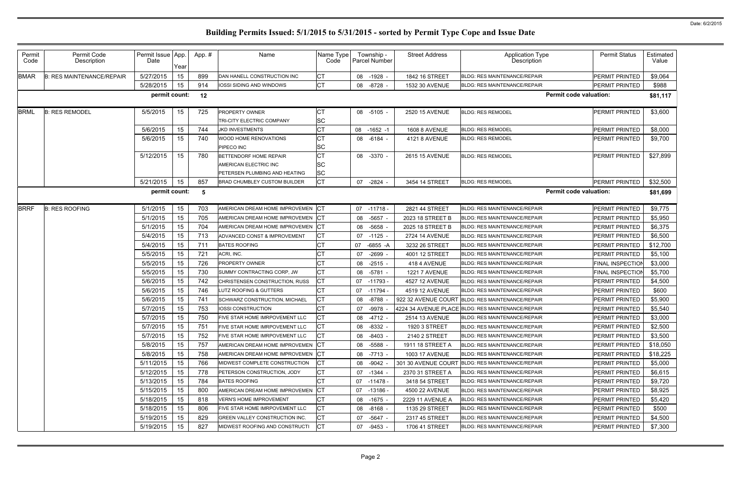Date: 6/2/2015

# Building Permits Issued: 5/1/2015 to 5/31/2015 - sorted by Permit Type Cope and Issue Date

| Permit Code | Permit Code Description | Permit Issue Date | App. Year | App. # | Name | Name Type Code | Township - Parcel Number | Street Address | Application Type Description | Permit Status | Estimated Value |
|---|---|---|---|---|---|---|---|---|---|---|---|
| BMAR | B: RES MAINTENANCE/REPAIR | 5/27/2015 | 15 | 899 | DAN HANELL CONSTRUCTION INC | CT | 08 -1928 - | 1842 16 STREET | BLDG: RES MAINTENANCE/REPAIR | PERMIT PRINTED | $9,064 |
| | | 5/28/2015 | 15 | 914 | IOSSI SIDING AND WINDOWS | CT | 08 -8728 - | 1532 30 AVENUE | BLDG: RES MAINTENANCE/REPAIR | PERMIT PRINTED | $988 |
| | | permit count: | | 12 | | | | | Permit code valuation: | | $81,117 |
| BRML | B: RES REMODEL | 5/5/2015 | 15 | 725 | PROPERTY OWNER | CT | 08 -5105 - | 2520 15 AVENUE | BLDG: RES REMODEL | PERMIT PRINTED | $3,600 |
| | | | | | TRI-CITY ELECTRIC COMPANY | SC | | | | | |
| | | 5/6/2015 | 15 | 744 | JKD INVESTMENTS | CT | 08 -1652 -1 | 1608 8 AVENUE | BLDG: RES REMODEL | PERMIT PRINTED | $8,000 |
| | | 5/6/2015 | 15 | 740 | WOOD HOME RENOVATIONS | CT | 08 -6184 - | 4121 8 AVENUE | BLDG: RES REMODEL | PERMIT PRINTED | $9,700 |
| | | | | | PIPECO INC | SC | | | | | |
| | | 5/12/2015 | 15 | 780 | BETTENDORF HOME REPAIR | CT | 08 -3370 - | 2615 15 AVENUE | BLDG: RES REMODEL | PERMIT PRINTED | $27,899 |
| | | | | | AMERICAN ELECTRIC INC | SC | | | | | |
| | | | | | PETERSEN PLUMBING AND HEATING | SC | | | | | |
| | | 5/21/2015 | 15 | 857 | BRAD CHUMBLEY CUSTOM BUILDER | CT | 07 -2824 - | 3454 14 STREET | BLDG: RES REMODEL | PERMIT PRINTED | $32,500 |
| | | permit count: | | 5 | | | | | Permit code valuation: | | $81,699 |
| BRRF | B: RES ROOFING | 5/1/2015 | 15 | 703 | AMERICAN DREAM HOME IMPROVEMEN | CT | 07 -11718 - | 2821 44 STREET | BLDG: RES MAINTENANCE/REPAIR | PERMIT PRINTED | $9,775 |
| | | 5/1/2015 | 15 | 705 | AMERICAN DREAM HOME IMPROVEMEN | CT | 08 -5657 - | 2023 18 STREET B | BLDG: RES MAINTENANCE/REPAIR | PERMIT PRINTED | $5,950 |
| | | 5/1/2015 | 15 | 704 | AMERICAN DREAM HOME IMPROVEMEN | CT | 08 -5658 - | 2025 18 STREET B | BLDG: RES MAINTENANCE/REPAIR | PERMIT PRINTED | $6,375 |
| | | 5/4/2015 | 15 | 713 | ADVANCED CONST & IMPROVEMENT | CT | 07 -1125 - | 2724 14 AVENUE | BLDG: RES MAINTENANCE/REPAIR | PERMIT PRINTED | $6,500 |
| | | 5/4/2015 | 15 | 711 | BATES ROOFING | CT | 07 -6855 -A | 3232 26 STREET | BLDG: RES MAINTENANCE/REPAIR | PERMIT PRINTED | $12,700 |
| | | 5/5/2015 | 15 | 721 | ACRI, INC. | CT | 07 -2699 - | 4001 12 STREET | BLDG: RES MAINTENANCE/REPAIR | PERMIT PRINTED | $5,100 |
| | | 5/5/2015 | 15 | 726 | PROPERTY OWNER | CT | 08 -2515 - | 418 4 AVENUE | BLDG: RES MAINTENANCE/REPAIR | FINAL INSPECTION | $3,000 |
| | | 5/5/2015 | 15 | 730 | SUMMY CONTRACTING CORP, JW | CT | 08 -5781 - | 1221 7 AVENUE | BLDG: RES MAINTENANCE/REPAIR | FINAL INSPECTION | $5,700 |
| | | 5/6/2015 | 15 | 742 | CHRISTENSEN CONSTRUCTION, RUSS | CT | 07 -11793 - | 4527 12 AVENUE | BLDG: RES MAINTENANCE/REPAIR | PERMIT PRINTED | $4,500 |
| | | 5/6/2015 | 15 | 746 | LUTZ ROOFING & GUTTERS | CT | 07 -11794 - | 4519 12 AVENUE | BLDG: RES MAINTENANCE/REPAIR | PERMIT PRINTED | $600 |
| | | 5/6/2015 | 15 | 741 | SCHWARZ CONSTRUCTION, MICHAEL | CT | 08 -8788 - | 922 32 AVENUE COURT | BLDG: RES MAINTENANCE/REPAIR | PERMIT PRINTED | $5,900 |
| | | 5/7/2015 | 15 | 753 | IOSSI CONSTRUCTION | CT | 07 -9978 - | 4224 34 AVENUE PLACE | BLDG: RES MAINTENANCE/REPAIR | PERMIT PRINTED | $5,540 |
| | | 5/7/2015 | 15 | 750 | FIVE STAR HOME IMRPOVEMENT LLC | CT | 08 -4712 - | 2514 13 AVENUE | BLDG: RES MAINTENANCE/REPAIR | PERMIT PRINTED | $3,000 |
| | | 5/7/2015 | 15 | 751 | FIVE STAR HOME IMRPOVEMENT LLC | CT | 08 -8332 - | 1920 3 STREET | BLDG: RES MAINTENANCE/REPAIR | PERMIT PRINTED | $2,500 |
| | | 5/7/2015 | 15 | 752 | FIVE STAR HOME IMRPOVEMENT LLC | CT | 08 -8403 - | 2140 2 STREET | BLDG: RES MAINTENANCE/REPAIR | PERMIT PRINTED | $3,500 |
| | | 5/8/2015 | 15 | 757 | AMERICAN DREAM HOME IMPROVEMEN | CT | 08 -5588 - | 1911 18 STREET A | BLDG: RES MAINTENANCE/REPAIR | PERMIT PRINTED | $18,050 |
| | | 5/8/2015 | 15 | 758 | AMERICAN DREAM HOME IMPROVEMEN | CT | 08 -7713 - | 1003 17 AVENUE | BLDG: RES MAINTENANCE/REPAIR | PERMIT PRINTED | $18,225 |
| | | 5/11/2015 | 15 | 766 | MIDWEST COMPLETE CONSTRUCTION | CT | 08 -9042 - | 301 30 AVENUE COURT | BLDG: RES MAINTENANCE/REPAIR | PERMIT PRINTED | $5,000 |
| | | 5/12/2015 | 15 | 778 | PETERSON CONSTRUCTION, JODY | CT | 07 -1344 - | 2370 31 STREET A | BLDG: RES MAINTENANCE/REPAIR | PERMIT PRINTED | $6,615 |
| | | 5/13/2015 | 15 | 784 | BATES ROOFING | CT | 07 -11478 - | 3418 54 STREET | BLDG: RES MAINTENANCE/REPAIR | PERMIT PRINTED | $9,720 |
| | | 5/15/2015 | 15 | 800 | AMERICAN DREAM HOME IMPROVEMEN | CT | 07 -13186 - | 4500 22 AVENUE | BLDG: RES MAINTENANCE/REPAIR | PERMIT PRINTED | $8,925 |
| | | 5/18/2015 | 15 | 818 | VERN'S HOME IMPROVEMENT | CT | 08 -1675 - | 2229 11 AVENUE A | BLDG: RES MAINTENANCE/REPAIR | PERMIT PRINTED | $5,420 |
| | | 5/18/2015 | 15 | 806 | FIVE STAR HOME IMRPOVEMENT LLC | CT | 08 -8168 - | 1135 29 STREET | BLDG: RES MAINTENANCE/REPAIR | PERMIT PRINTED | $500 |
| | | 5/19/2015 | 15 | 829 | GREEN VALLEY CONSTRUCTION INC. | CT | 07 -5647 - | 2317 45 STREET | BLDG: RES MAINTENANCE/REPAIR | PERMIT PRINTED | $4,500 |
| | | 5/19/2015 | 15 | 827 | MIDWEST ROOFING AND CONSTRUCTI | CT | 07 -9453 - | 1706 41 STREET | BLDG: RES MAINTENANCE/REPAIR | PERMIT PRINTED | $7,300 |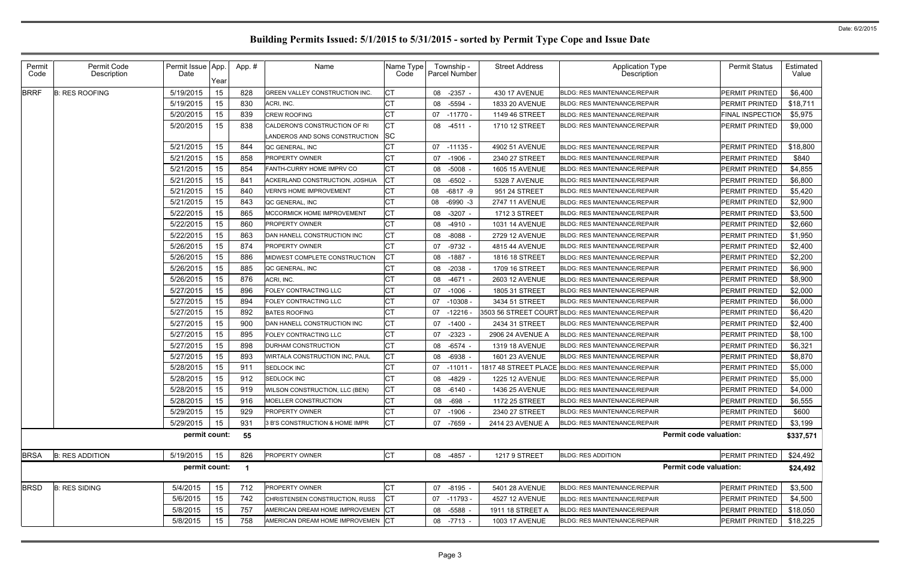# Building Permits Issued: 5/1/2015 to 5/31/2015 - sorted by Permit Type Cope and Issue Date

Date: 6/2/2015

| Permit Code | Permit Code Description | Permit Issue Date | App. Year | App. # | Name | Name Type Code | Township - Parcel Number | Street Address | Application Type Description | Permit Status | Estimated Value |
|---|---|---|---|---|---|---|---|---|---|---|---|
| BRRF | B: RES ROOFING | 5/19/2015 | 15 | 828 | GREEN VALLEY CONSTRUCTION INC. | CT | 08 -2357 - | 430 17 AVENUE | BLDG: RES MAINTENANCE/REPAIR | PERMIT PRINTED | $6,400 |
| | | 5/19/2015 | 15 | 830 | ACRI, INC. | CT | 08 -5594 - | 1833 20 AVENUE | BLDG: RES MAINTENANCE/REPAIR | PERMIT PRINTED | $18,711 |
| | | 5/20/2015 | 15 | 839 | CREW ROOFING | CT | 07 -11770 - | 1149 46 STREET | BLDG: RES MAINTENANCE/REPAIR | FINAL INSPECTION | $5,975 |
| | | 5/20/2015 | 15 | 838 | CALDERON'S CONSTRUCTION OF RI<br>LANDEROS AND SONS CONSTRUCTION | CT<br>SC | 08 -4511 - | 1710 12 STREET | BLDG: RES MAINTENANCE/REPAIR | PERMIT PRINTED | $9,000 |
| | | 5/21/2015 | 15 | 844 | QC GENERAL, INC | CT | 07 -11135 - | 4902 51 AVENUE | BLDG: RES MAINTENANCE/REPAIR | PERMIT PRINTED | $18,800 |
| | | 5/21/2015 | 15 | 858 | PROPERTY OWNER | CT | 07 -1906 - | 2340 27 STREET | BLDG: RES MAINTENANCE/REPAIR | PERMIT PRINTED | $840 |
| | | 5/21/2015 | 15 | 854 | FANTH-CURRY HOME IMPRV CO | CT | 08 -5008 - | 1605 15 AVENUE | BLDG: RES MAINTENANCE/REPAIR | PERMIT PRINTED | $4,855 |
| | | 5/21/2015 | 15 | 841 | ACKERLAND CONSTRUCTION, JOSHUA | CT | 08 -6502 - | 5328 7 AVENUE | BLDG: RES MAINTENANCE/REPAIR | PERMIT PRINTED | $6,800 |
| | | 5/21/2015 | 15 | 840 | VERN'S HOME IMPROVEMENT | CT | 08 -6817 -9 | 951 24 STREET | BLDG: RES MAINTENANCE/REPAIR | PERMIT PRINTED | $5,420 |
| | | 5/21/2015 | 15 | 843 | QC GENERAL, INC | CT | 08 -6990 -3 | 2747 11 AVENUE | BLDG: RES MAINTENANCE/REPAIR | PERMIT PRINTED | $2,900 |
| | | 5/22/2015 | 15 | 865 | MCCORMICK HOME IMPROVEMENT | CT | 08 -3207 - | 1712 3 STREET | BLDG: RES MAINTENANCE/REPAIR | PERMIT PRINTED | $3,500 |
| | | 5/22/2015 | 15 | 860 | PROPERTY OWNER | CT | 08 -4910 - | 1031 14 AVENUE | BLDG: RES MAINTENANCE/REPAIR | PERMIT PRINTED | $2,660 |
| | | 5/22/2015 | 15 | 863 | DAN HANELL CONSTRUCTION INC | CT | 08 -8088 - | 2729 12 AVENUE | BLDG: RES MAINTENANCE/REPAIR | PERMIT PRINTED | $1,950 |
| | | 5/26/2015 | 15 | 874 | PROPERTY OWNER | CT | 07 -9732 - | 4815 44 AVENUE | BLDG: RES MAINTENANCE/REPAIR | PERMIT PRINTED | $2,400 |
| | | 5/26/2015 | 15 | 886 | MIDWEST COMPLETE CONSTRUCTION | CT | 08 -1887 - | 1816 18 STREET | BLDG: RES MAINTENANCE/REPAIR | PERMIT PRINTED | $2,200 |
| | | 5/26/2015 | 15 | 885 | QC GENERAL, INC | CT | 08 -2038 - | 1709 16 STREET | BLDG: RES MAINTENANCE/REPAIR | PERMIT PRINTED | $6,900 |
| | | 5/26/2015 | 15 | 876 | ACRI, INC. | CT | 08 -4671 - | 2603 12 AVENUE | BLDG: RES MAINTENANCE/REPAIR | PERMIT PRINTED | $8,900 |
| | | 5/27/2015 | 15 | 896 | FOLEY CONTRACTING LLC | CT | 07 -1006 - | 1805 31 STREET | BLDG: RES MAINTENANCE/REPAIR | PERMIT PRINTED | $2,000 |
| | | 5/27/2015 | 15 | 894 | FOLEY CONTRACTING LLC | CT | 07 -10308 - | 3434 51 STREET | BLDG: RES MAINTENANCE/REPAIR | PERMIT PRINTED | $6,000 |
| | | 5/27/2015 | 15 | 892 | BATES ROOFING | CT | 07 -12216 - | 3503 56 STREET COURT | BLDG: RES MAINTENANCE/REPAIR | PERMIT PRINTED | $6,420 |
| | | 5/27/2015 | 15 | 900 | DAN HANELL CONSTRUCTION INC | CT | 07 -1400 - | 2434 31 STREET | BLDG: RES MAINTENANCE/REPAIR | PERMIT PRINTED | $2,400 |
| | | 5/27/2015 | 15 | 895 | FOLEY CONTRACTING LLC | CT | 07 -2323 - | 2906 24 AVENUE A | BLDG: RES MAINTENANCE/REPAIR | PERMIT PRINTED | $8,100 |
| | | 5/27/2015 | 15 | 898 | DURHAM CONSTRUCTION | CT | 08 -6574 - | 1319 18 AVENUE | BLDG: RES MAINTENANCE/REPAIR | PERMIT PRINTED | $6,321 |
| | | 5/27/2015 | 15 | 893 | WIRTALA CONSTRUCTION INC, PAUL | CT | 08 -6938 - | 1601 23 AVENUE | BLDG: RES MAINTENANCE/REPAIR | PERMIT PRINTED | $8,870 |
| | | 5/28/2015 | 15 | 911 | SEDLOCK INC | CT | 07 -11011 - | 1817 48 STREET PLACE | BLDG: RES MAINTENANCE/REPAIR | PERMIT PRINTED | $5,000 |
| | | 5/28/2015 | 15 | 912 | SEDLOCK INC | CT | 08 -4829 - | 1225 12 AVENUE | BLDG: RES MAINTENANCE/REPAIR | PERMIT PRINTED | $5,000 |
| | | 5/28/2015 | 15 | 919 | WILSON CONSTRUCTION, LLC (BEN) | CT | 08 -6140 - | 1436 25 AVENUE | BLDG: RES MAINTENANCE/REPAIR | PERMIT PRINTED | $4,000 |
| | | 5/28/2015 | 15 | 916 | MOELLER CONSTRUCTION | CT | 08 -698 - | 1172 25 STREET | BLDG: RES MAINTENANCE/REPAIR | PERMIT PRINTED | $6,555 |
| | | 5/29/2015 | 15 | 929 | PROPERTY OWNER | CT | 07 -1906 - | 2340 27 STREET | BLDG: RES MAINTENANCE/REPAIR | PERMIT PRINTED | $600 |
| | | 5/29/2015 | 15 | 931 | 3 B'S CONSTRUCTION & HOME IMPR | CT | 07 -7659 - | 2414 23 AVENUE A | BLDG: RES MAINTENANCE/REPAIR | PERMIT PRINTED | $3,199 |
| | | **permit count:** | | **55** | | | | | **Permit code valuation:** | | **$337,571** |
| BRSA | B: RES ADDITION | 5/19/2015 | 15 | 826 | PROPERTY OWNER | CT | 08 -4857 - | 1217 9 STREET | BLDG: RES ADDITION | PERMIT PRINTED | $24,492 |
| | | **permit count:** | | **1** | | | | | **Permit code valuation:** | | **$24,492** |
| BRSD | B: RES SIDING | 5/4/2015 | 15 | 712 | PROPERTY OWNER | CT | 07 -8195 - | 5401 28 AVENUE | BLDG: RES MAINTENANCE/REPAIR | PERMIT PRINTED | $3,500 |
| | | 5/6/2015 | 15 | 742 | CHRISTENSEN CONSTRUCTION, RUSS | CT | 07 -11793 - | 4527 12 AVENUE | BLDG: RES MAINTENANCE/REPAIR | PERMIT PRINTED | $4,500 |
| | | 5/8/2015 | 15 | 757 | AMERICAN DREAM HOME IMPROVEMEN | CT | 08 -5588 - | 1911 18 STREET A | BLDG: RES MAINTENANCE/REPAIR | PERMIT PRINTED | $18,050 |
| | | 5/8/2015 | 15 | 758 | AMERICAN DREAM HOME IMPROVEMEN | CT | 08 -7713 - | 1003 17 AVENUE | BLDG: RES MAINTENANCE/REPAIR | PERMIT PRINTED | $18,225 |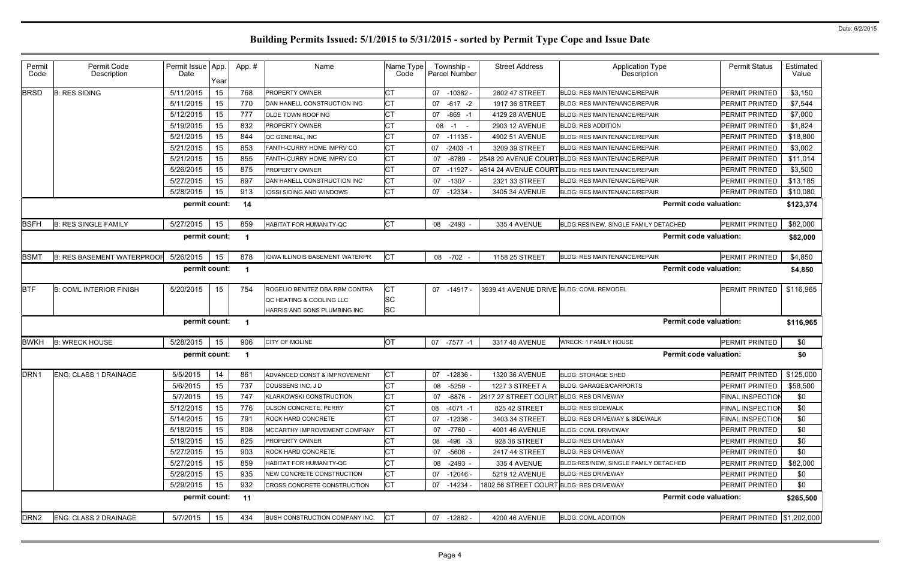# Building Permits Issued: 5/1/2015 to 5/31/2015 - sorted by Permit Type Cope and Issue Date

Date: 6/2/2015

| Permit Code | Permit Code Description | Permit Issue Date | App. Year | App. # | Name | Name Type Code | Township - Parcel Number | Street Address | Application Type Description | Permit Status | Estimated Value |
|---|---|---|---|---|---|---|---|---|---|---|---|
| BRSD | B: RES SIDING | 5/11/2015 | 15 | 768 | PROPERTY OWNER | CT | 07 -10382 - | 2602 47 STREET | BLDG: RES MAINTENANCE/REPAIR | PERMIT PRINTED | $3,150 |
| | | 5/11/2015 | 15 | 770 | DAN HANELL CONSTRUCTION INC | CT | 07 -617 -2 | 1917 36 STREET | BLDG: RES MAINTENANCE/REPAIR | PERMIT PRINTED | $7,544 |
| | | 5/12/2015 | 15 | 777 | OLDE TOWN ROOFING | CT | 07 -869 -1 | 4129 28 AVENUE | BLDG: RES MAINTENANCE/REPAIR | PERMIT PRINTED | $7,000 |
| | | 5/19/2015 | 15 | 832 | PROPERTY OWNER | CT | 08 -1 - | 2903 12 AVENUE | BLDG: RES ADDITION | PERMIT PRINTED | $1,824 |
| | | 5/21/2015 | 15 | 844 | QC GENERAL, INC | CT | 07 -11135 - | 4902 51 AVENUE | BLDG: RES MAINTENANCE/REPAIR | PERMIT PRINTED | $18,800 |
| | | 5/21/2015 | 15 | 853 | FANTH-CURRY HOME IMPRV CO | CT | 07 -2403 -1 | 3209 39 STREET | BLDG: RES MAINTENANCE/REPAIR | PERMIT PRINTED | $3,002 |
| | | 5/21/2015 | 15 | 855 | FANTH-CURRY HOME IMPRV CO | CT | 07 -6789 - | 2548 29 AVENUE COURT | BLDG: RES MAINTENANCE/REPAIR | PERMIT PRINTED | $11,014 |
| | | 5/26/2015 | 15 | 875 | PROPERTY OWNER | CT | 07 -11927 - | 4614 24 AVENUE COURT | BLDG: RES MAINTENANCE/REPAIR | PERMIT PRINTED | $3,500 |
| | | 5/27/2015 | 15 | 897 | DAN HANELL CONSTRUCTION INC | CT | 07 -1307 - | 2321 33 STREET | BLDG: RES MAINTENANCE/REPAIR | PERMIT PRINTED | $13,185 |
| | | 5/28/2015 | 15 | 913 | IOSSI SIDING AND WINDOWS | CT | 07 -12334 - | 3405 34 AVENUE | BLDG: RES MAINTENANCE/REPAIR | PERMIT PRINTED | $10,080 |
| | | permit count: | | 14 | | | | | Permit code valuation: | | $123,374 |
| BSFH | B: RES SINGLE FAMILY | 5/27/2015 | 15 | 859 | HABITAT FOR HUMANITY-QC | CT | 08 -2493 - | 335 4 AVENUE | BLDG:RES/NEW, SINGLE FAMILY DETACHED | PERMIT PRINTED | $82,000 |
| | | permit count: | | 1 | | | | | Permit code valuation: | | $82,000 |
| BSMT | B: RES BASEMENT WATERPROOF | 5/26/2015 | 15 | 878 | IOWA ILLINOIS BASEMENT WATERPR | CT | 08 -702 - | 1158 25 STREET | BLDG: RES MAINTENANCE/REPAIR | PERMIT PRINTED | $4,850 |
| | | permit count: | | 1 | | | | | Permit code valuation: | | $4,850 |
| BTF | B: COML INTERIOR FINISH | 5/20/2015 | 15 | 754 | ROGELIO BENITEZ DBA RBM CONTRA | CT | 07 -14917 - | 3939 41 AVENUE DRIVE | BLDG: COML REMODEL | PERMIT PRINTED | $116,965 |
| | | | | | QC HEATING & COOLING LLC | SC | | | | | |
| | | | | | HARRIS AND SONS PLUMBING INC | SC | | | | | |
| | | permit count: | | 1 | | | | | Permit code valuation: | | $116,965 |
| BWKH | B: WRECK HOUSE | 5/28/2015 | 15 | 906 | CITY OF MOLINE | OT | 07 -7577 -1 | 3317 48 AVENUE | WRECK: 1 FAMILY HOUSE | PERMIT PRINTED | $0 |
| | | permit count: | | 1 | | | | | Permit code valuation: | | $0 |
| DRN1 | ENG: CLASS 1 DRAINAGE | 5/5/2015 | 14 | 861 | ADVANCED CONST & IMPROVEMENT | CT | 07 -12836 - | 1320 36 AVENUE | BLDG: STORAGE SHED | PERMIT PRINTED | $125,000 |
| | | 5/6/2015 | 15 | 737 | COUSSENS INC, J D | CT | 08 -5259 - | 1227 3 STREET A | BLDG: GARAGES/CARPORTS | PERMIT PRINTED | $58,500 |
| | | 5/7/2015 | 15 | 747 | KLARKOWSKI CONSTRUCTION | CT | 07 -6876 - | 2917 27 STREET COURT | BLDG: RES DRIVEWAY | FINAL INSPECTION | $0 |
| | | 5/12/2015 | 15 | 776 | OLSON CONCRETE, PERRY | CT | 08 -4071 -1 | 825 42 STREET | BLDG: RES SIDEWALK | FINAL INSPECTION | $0 |
| | | 5/14/2015 | 15 | 791 | ROCK HARD CONCRETE | CT | 07 -12336 - | 3403 34 STREET | BLDG: RES DRIVEWAY & SIDEWALK | FINAL INSPECTION | $0 |
| | | 5/18/2015 | 15 | 808 | MCCARTHY IMPROVEMENT COMPANY | CT | 07 -7760 - | 4001 46 AVENUE | BLDG: COML DRIVEWAY | PERMIT PRINTED | $0 |
| | | 5/19/2015 | 15 | 825 | PROPERTY OWNER | CT | 08 -496 -3 | 928 36 STREET | BLDG: RES DRIVEWAY | PERMIT PRINTED | $0 |
| | | 5/27/2015 | 15 | 903 | ROCK HARD CONCRETE | CT | 07 -5606 - | 2417 44 STREET | BLDG: RES DRIVEWAY | PERMIT PRINTED | $0 |
| | | 5/27/2015 | 15 | 859 | HABITAT FOR HUMANITY-QC | CT | 08 -2493 - | 335 4 AVENUE | BLDG:RES/NEW, SINGLE FAMILY DETACHED | PERMIT PRINTED | $82,000 |
| | | 5/29/2015 | 15 | 935 | NEW CONCRETE CONSTRUCTION | CT | 07 -12046 - | 5219 12 AVENUE | BLDG: RES DRIVEWAY | PERMIT PRINTED | $0 |
| | | 5/29/2015 | 15 | 932 | CROSS CONCRETE CONSTRUCTION | CT | 07 -14234 - | 1802 56 STREET COURT | BLDG: RES DRIVEWAY | PERMIT PRINTED | $0 |
| | | permit count: | | 11 | | | | | Permit code valuation: | | $265,500 |
| DRN2 | ENG: CLASS 2 DRAINAGE | 5/7/2015 | 15 | 434 | BUSH CONSTRUCTION COMPANY INC. | CT | 07 -12882 - | 4200 46 AVENUE | BLDG: COML ADDITION | PERMIT PRINTED | $1,202,000 |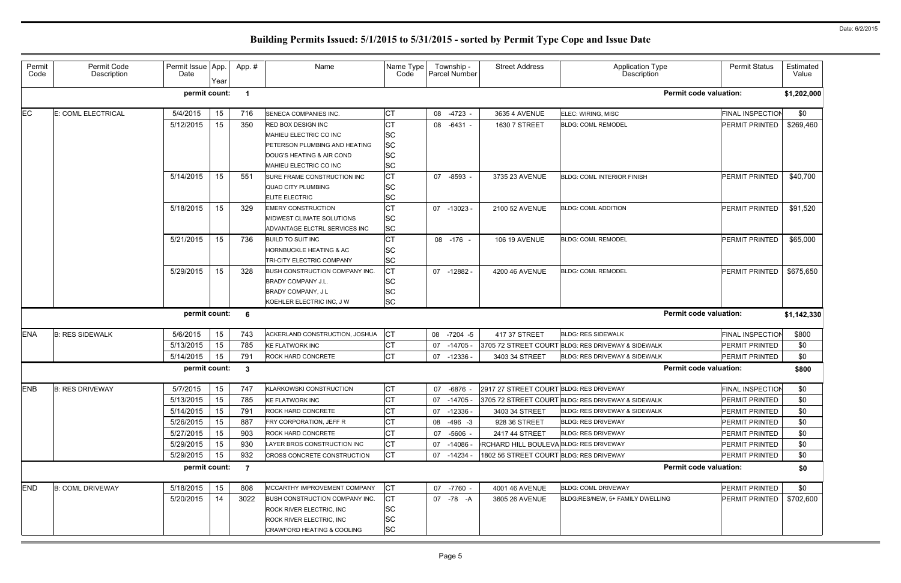# Building Permits Issued: 5/1/2015 to 5/31/2015 - sorted by Permit Type Cope and Issue Date

| Permit Code | Permit Code Description | Permit Issue Date | App. Year | App. # | Name | Name Type Code | Township - Parcel Number | Street Address | Application Type Description | Permit Status | Estimated Value |
|---|---|---|---|---|---|---|---|---|---|---|---|
| | | permit count: | | 1 | | | | | Permit code valuation: | | $1,202,000 |
| EC | E: COML ELECTRICAL | 5/4/2015 | 15 | 716 | SENECA COMPANIES INC. | CT | 08 -4723 - | 3635 4 AVENUE | ELEC: WIRING, MISC | FINAL INSPECTION | $0 |
| | | 5/12/2015 | 15 | 350 | RED BOX DESIGN INC | CT | 08 -6431 - | 1630 7 STREET | BLDG: COML REMODEL | PERMIT PRINTED | $269,460 |
| | | | | | MAHIEU ELECTRIC CO INC | SC | | | | | |
| | | | | | PETERSON PLUMBING AND HEATING | SC | | | | | |
| | | | | | DOUG'S HEATING & AIR COND | SC | | | | | |
| | | | | | MAHIEU ELECTRIC CO INC | SC | | | | | |
| | | 5/14/2015 | 15 | 551 | SURE FRAME CONSTRUCTION INC | CT | 07 -8593 - | 3735 23 AVENUE | BLDG: COML INTERIOR FINISH | PERMIT PRINTED | $40,700 |
| | | | | | QUAD CITY PLUMBING | SC | | | | | |
| | | | | | ELITE ELECTRIC | SC | | | | | |
| | | 5/18/2015 | 15 | 329 | EMERY CONSTRUCTION | CT | 07 -13023 - | 2100 52 AVENUE | BLDG: COML ADDITION | PERMIT PRINTED | $91,520 |
| | | | | | MIDWEST CLIMATE SOLUTIONS | SC | | | | | |
| | | | | | ADVANTAGE ELCTRL SERVICES INC | SC | | | | | |
| | | 5/21/2015 | 15 | 736 | BUILD TO SUIT INC | CT | 08 -176 - | 106 19 AVENUE | BLDG: COML REMODEL | PERMIT PRINTED | $65,000 |
| | | | | | HORNBUCKLE HEATING & AC | SC | | | | | |
| | | | | | TRI-CITY ELECTRIC COMPANY | SC | | | | | |
| | | 5/29/2015 | 15 | 328 | BUSH CONSTRUCTION COMPANY INC. | CT | 07 -12882 - | 4200 46 AVENUE | BLDG: COML REMODEL | PERMIT PRINTED | $675,650 |
| | | | | | BRADY COMPANY J.L. | SC | | | | | |
| | | | | | BRADY COMPANY, J L | SC | | | | | |
| | | | | | KOEHLER ELECTRIC INC, J W | SC | | | | | |
| | | permit count: | | 6 | | | | | Permit code valuation: | | $1,142,330 |
| ENA | B: RES SIDEWALK | 5/6/2015 | 15 | 743 | ACKERLAND CONSTRUCTION, JOSHUA | CT | 08 -7204 -5 | 417 37 STREET | BLDG: RES SIDEWALK | FINAL INSPECTION | $800 |
| | | 5/13/2015 | 15 | 785 | KE FLATWORK INC | CT | 07 -14705 - | 3705 72 STREET COURT | BLDG: RES DRIVEWAY & SIDEWALK | PERMIT PRINTED | $0 |
| | | 5/14/2015 | 15 | 791 | ROCK HARD CONCRETE | CT | 07 -12336 - | 3403 34 STREET | BLDG: RES DRIVEWAY & SIDEWALK | PERMIT PRINTED | $0 |
| | | permit count: | | 3 | | | | | Permit code valuation: | | $800 |
| ENB | B: RES DRIVEWAY | 5/7/2015 | 15 | 747 | KLARKOWSKI CONSTRUCTION | CT | 07 -6876 - | 2917 27 STREET COURT | BLDG: RES DRIVEWAY | FINAL INSPECTION | $0 |
| | | 5/13/2015 | 15 | 785 | KE FLATWORK INC | CT | 07 -14705 - | 3705 72 STREET COURT | BLDG: RES DRIVEWAY & SIDEWALK | PERMIT PRINTED | $0 |
| | | 5/14/2015 | 15 | 791 | ROCK HARD CONCRETE | CT | 07 -12336 - | 3403 34 STREET | BLDG: RES DRIVEWAY & SIDEWALK | PERMIT PRINTED | $0 |
| | | 5/26/2015 | 15 | 887 | FRY CORPORATION, JEFF R | CT | 08 -496 -3 | 928 36 STREET | BLDG: RES DRIVEWAY | PERMIT PRINTED | $0 |
| | | 5/27/2015 | 15 | 903 | ROCK HARD CONCRETE | CT | 07 -5606 - | 2417 44 STREET | BLDG: RES DRIVEWAY | PERMIT PRINTED | $0 |
| | | 5/29/2015 | 15 | 930 | LAYER BROS CONSTRUCTION INC | CT | 07 -14086 - | RCHARD HILL BOULEVA | BLDG: RES DRIVEWAY | PERMIT PRINTED | $0 |
| | | 5/29/2015 | 15 | 932 | CROSS CONCRETE CONSTRUCTION | CT | 07 -14234 - | 1802 56 STREET COURT | BLDG: RES DRIVEWAY | PERMIT PRINTED | $0 |
| | | permit count: | | 7 | | | | | Permit code valuation: | | $0 |
| END | B: COML DRIVEWAY | 5/18/2015 | 15 | 808 | MCCARTHY IMPROVEMENT COMPANY | CT | 07 -7760 - | 4001 46 AVENUE | BLDG: COML DRIVEWAY | PERMIT PRINTED | $0 |
| | | 5/20/2015 | 14 | 3022 | BUSH CONSTRUCTION COMPANY INC. | CT | 07 -78 -A | 3605 26 AVENUE | BLDG:RES/NEW, 5+ FAMILY DWELLING | PERMIT PRINTED | $702,600 |
| | | | | | ROCK RIVER ELECTRIC, INC | SC | | | | | |
| | | | | | ROCK RIVER ELECTRIC, INC | SC | | | | | |
| | | | | | CRAWFORD HEATING & COOLING | SC | | | | | |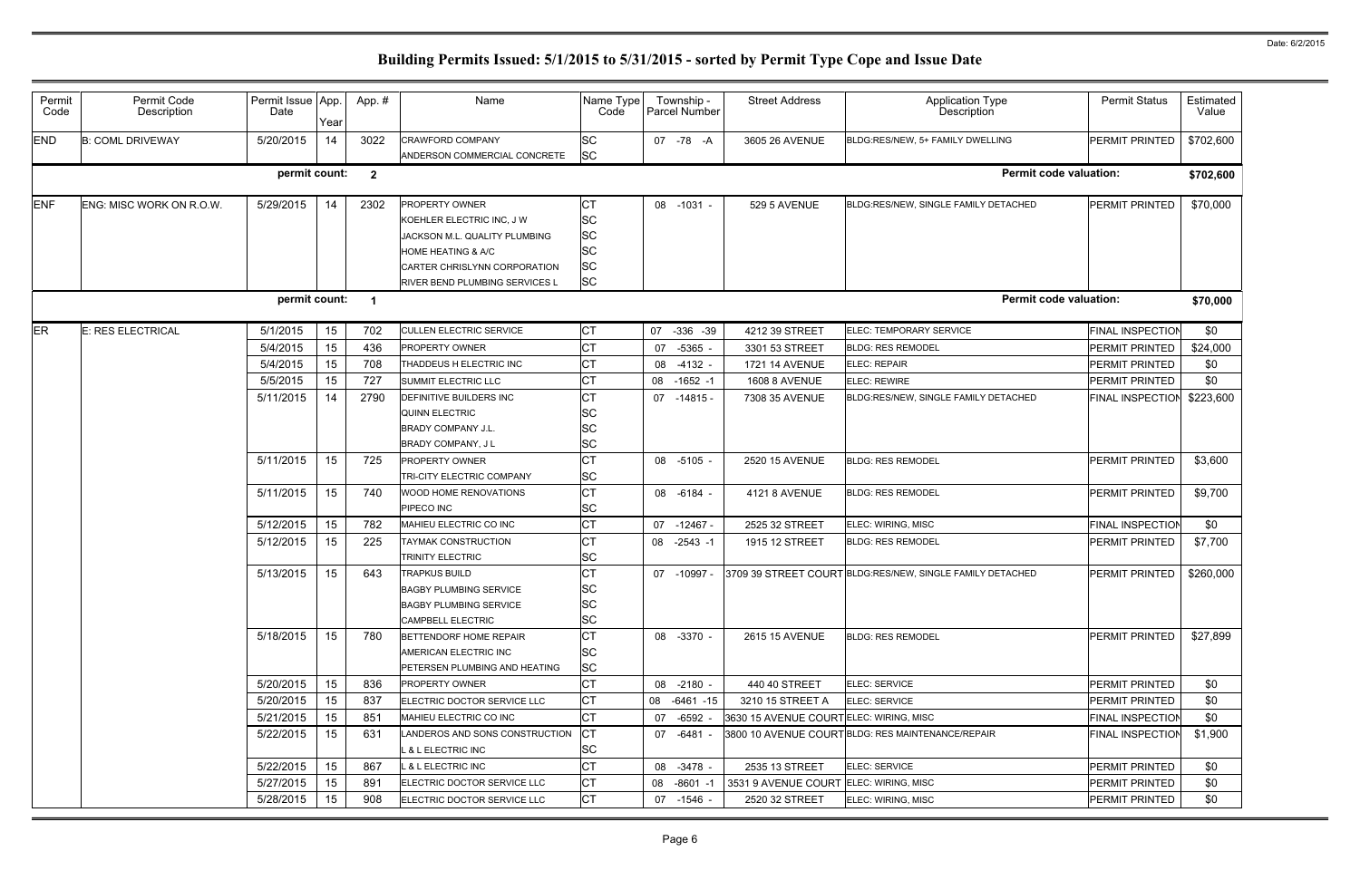# Building Permits Issued: 5/1/2015 to 5/31/2015 - sorted by Permit Type Cope and Issue Date

Date: 6/2/2015

| Permit Code | Permit Code Description | Permit Issue Date | App. Year | App. # | Name | Name Type Code | Township - Parcel Number | Street Address | Application Type Description | Permit Status | Estimated Value |
|---|---|---|---|---|---|---|---|---|---|---|---|
| END | B: COML DRIVEWAY | 5/20/2015 | 14 | 3022 | CRAWFORD COMPANY | SC | 07 -78 -A | 3605 26 AVENUE | BLDG:RES/NEW, 5+ FAMILY DWELLING | PERMIT PRINTED | $702,600 |
| | | | | | ANDERSON COMMERCIAL CONCRETE | SC | | | | | |
| | | permit count: | | 2 | | | | | Permit code valuation: | | $702,600 |
| ENF | ENG: MISC WORK ON R.O.W. | 5/29/2015 | 14 | 2302 | PROPERTY OWNER | CT | 08 -1031 - | 529 5 AVENUE | BLDG:RES/NEW, SINGLE FAMILY DETACHED | PERMIT PRINTED | $70,000 |
| | | | | | KOEHLER ELECTRIC INC, J W | SC | | | | | |
| | | | | | JACKSON M.L. QUALITY PLUMBING | SC | | | | | |
| | | | | | HOME HEATING & A/C | SC | | | | | |
| | | | | | CARTER CHRISLYNN CORPORATION | SC | | | | | |
| | | | | | RIVER BEND PLUMBING SERVICES L | SC | | | | | |
| | | permit count: | | 1 | | | | | Permit code valuation: | | $70,000 |
| ER | E: RES ELECTRICAL | 5/1/2015 | 15 | 702 | CULLEN ELECTRIC SERVICE | CT | 07 -336 -39 | 4212 39 STREET | ELEC: TEMPORARY SERVICE | FINAL INSPECTION | $0 |
| | | 5/4/2015 | 15 | 436 | PROPERTY OWNER | CT | 07 -5365 - | 3301 53 STREET | BLDG: RES REMODEL | PERMIT PRINTED | $24,000 |
| | | 5/4/2015 | 15 | 708 | THADDEUS H ELECTRIC INC | CT | 08 -4132 - | 1721 14 AVENUE | ELEC: REPAIR | PERMIT PRINTED | $0 |
| | | 5/5/2015 | 15 | 727 | SUMMIT ELECTRIC LLC | CT | 08 -1652 -1 | 1608 8 AVENUE | ELEC: REWIRE | PERMIT PRINTED | $0 |
| | | 5/11/2015 | 14 | 2790 | DEFINITIVE BUILDERS INC | CT | 07 -14815 - | 7308 35 AVENUE | BLDG:RES/NEW, SINGLE FAMILY DETACHED | FINAL INSPECTION | $223,600 |
| | | | | | QUINN ELECTRIC | SC | | | | | |
| | | | | | BRADY COMPANY J.L. | SC | | | | | |
| | | | | | BRADY COMPANY, J L | SC | | | | | |
| | | 5/11/2015 | 15 | 725 | PROPERTY OWNER | CT | 08 -5105 - | 2520 15 AVENUE | BLDG: RES REMODEL | PERMIT PRINTED | $3,600 |
| | | | | | TRI-CITY ELECTRIC COMPANY | SC | | | | | |
| | | 5/11/2015 | 15 | 740 | WOOD HOME RENOVATIONS | CT | 08 -6184 - | 4121 8 AVENUE | BLDG: RES REMODEL | PERMIT PRINTED | $9,700 |
| | | | | | PIPECO INC | SC | | | | | |
| | | 5/12/2015 | 15 | 782 | MAHIEU ELECTRIC CO INC | CT | 07 -12467 - | 2525 32 STREET | ELEC: WIRING, MISC | FINAL INSPECTION | $0 |
| | | 5/12/2015 | 15 | 225 | TAYMAK CONSTRUCTION | CT | 08 -2543 -1 | 1915 12 STREET | BLDG: RES REMODEL | PERMIT PRINTED | $7,700 |
| | | | | | TRINITY ELECTRIC | SC | | | | | |
| | | 5/13/2015 | 15 | 643 | TRAPKUS BUILD | CT | 07 -10997 - | 3709 39 STREET COURT | BLDG:RES/NEW, SINGLE FAMILY DETACHED | PERMIT PRINTED | $260,000 |
| | | | | | BAGBY PLUMBING SERVICE | SC | | | | | |
| | | | | | BAGBY PLUMBING SERVICE | SC | | | | | |
| | | | | | CAMPBELL ELECTRIC | SC | | | | | |
| | | 5/18/2015 | 15 | 780 | BETTENDORF HOME REPAIR | CT | 08 -3370 - | 2615 15 AVENUE | BLDG: RES REMODEL | PERMIT PRINTED | $27,899 |
| | | | | | AMERICAN ELECTRIC INC | SC | | | | | |
| | | | | | PETERSEN PLUMBING AND HEATING | SC | | | | | |
| | | 5/20/2015 | 15 | 836 | PROPERTY OWNER | CT | 08 -2180 - | 440 40 STREET | ELEC: SERVICE | PERMIT PRINTED | $0 |
| | | 5/20/2015 | 15 | 837 | ELECTRIC DOCTOR SERVICE LLC | CT | 08 -6461 -15 | 3210 15 STREET A | ELEC: SERVICE | PERMIT PRINTED | $0 |
| | | 5/21/2015 | 15 | 851 | MAHIEU ELECTRIC CO INC | CT | 07 -6592 - | 3630 15 AVENUE COURT | ELEC: WIRING, MISC | FINAL INSPECTION | $0 |
| | | 5/22/2015 | 15 | 631 | LANDEROS AND SONS CONSTRUCTION | CT | 07 -6481 - | 3800 10 AVENUE COURT | BLDG: RES MAINTENANCE/REPAIR | FINAL INSPECTION | $1,900 |
| | | | | | L & L ELECTRIC INC | SC | | | | | |
| | | 5/22/2015 | 15 | 867 | L & L ELECTRIC INC | CT | 08 -3478 - | 2535 13 STREET | ELEC: SERVICE | PERMIT PRINTED | $0 |
| | | 5/27/2015 | 15 | 891 | ELECTRIC DOCTOR SERVICE LLC | CT | 08 -8601 -1 | 3531 9 AVENUE COURT | ELEC: WIRING, MISC | PERMIT PRINTED | $0 |
| | | 5/28/2015 | 15 | 908 | ELECTRIC DOCTOR SERVICE LLC | CT | 07 -1546 - | 2520 32 STREET | ELEC: WIRING, MISC | PERMIT PRINTED | $0 |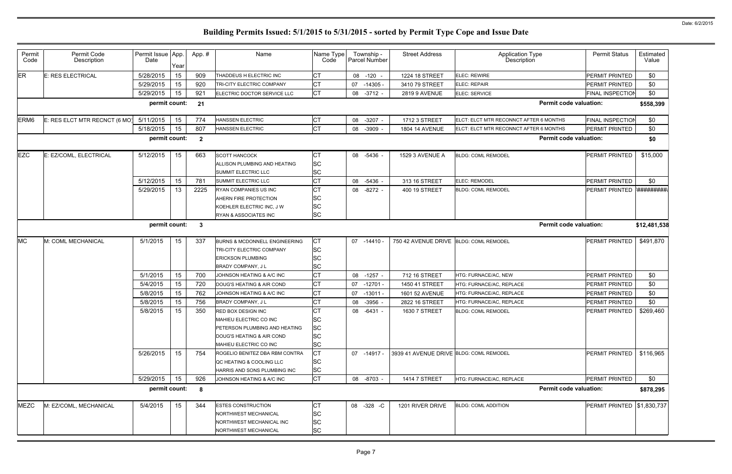# Building Permits Issued: 5/1/2015 to 5/31/2015 - sorted by Permit Type Cope and Issue Date

Date: 6/2/2015

| Permit Code | Permit Code Description | Permit Issue Date | App. Year | App. # | Name | Name Type Code | Township - Parcel Number | Street Address | Application Type Description | Permit Status | Estimated Value |
|---|---|---|---|---|---|---|---|---|---|---|---|
| ER | E: RES ELECTRICAL | 5/28/2015 | 15 | 909 | THADDEUS H ELECTRIC INC | CT | 08 -120 - | 1224 18 STREET | ELEC: REWIRE | PERMIT PRINTED | $0 |
| | | 5/29/2015 | 15 | 920 | TRI-CITY ELECTRIC COMPANY | CT | 07 -14305 - | 3410 79 STREET | ELEC: REPAIR | PERMIT PRINTED | $0 |
| | | 5/29/2015 | 15 | 921 | ELECTRIC DOCTOR SERVICE LLC | CT | 08 -3712 - | 2819 9 AVENUE | ELEC: SERVICE | FINAL INSPECTION | $0 |
| | | permit count: | | 21 | | | | | Permit code valuation: | | $558,399 |
| ERM6 | E: RES ELCT MTR RECNCT (6 MO) | 5/11/2015 | 15 | 774 | HANSSEN ELECTRIC | CT | 08 -3207 - | 1712 3 STREET | ELCT: ELCT MTR RECONNCT AFTER 6 MONTHS | FINAL INSPECTION | $0 |
| | | 5/18/2015 | 15 | 807 | HANSSEN ELECTRIC | CT | 08 -3909 - | 1804 14 AVENUE | ELCT: ELCT MTR RECONNCT AFTER 6 MONTHS | PERMIT PRINTED | $0 |
| | | permit count: | | 2 | | | | | Permit code valuation: | | $0 |
| EZC | E: EZ/COML, ELECTRICAL | 5/12/2015 | 15 | 663 | SCOTT HANCOCK | CT | 08 -5436 - | 1529 3 AVENUE A | BLDG: COML REMODEL | PERMIT PRINTED | $15,000 |
| | | | | | ALLISON PLUMBING AND HEATING | SC | | | | | |
| | | | | | SUMMIT ELECTRIC LLC | SC | | | | | |
| | | 5/12/2015 | 15 | 781 | SUMMIT ELECTRIC LLC | CT | 08 -5436 - | 313 16 STREET | ELEC: REMODEL | PERMIT PRINTED | $0 |
| | | 5/29/2015 | 13 | 2225 | RYAN COMPANIES US INC | CT | 08 -8272 - | 400 19 STREET | BLDG: COML REMODEL | PERMIT PRINTED | ######### |
| | | | | | AHERN FIRE PROTECTION | SC | | | | | |
| | | | | | KOEHLER ELECTRIC INC, J W | SC | | | | | |
| | | | | | RYAN & ASSOCIATES INC | SC | | | | | |
| | | permit count: | | 3 | | | | | Permit code valuation: | | $12,481,538 |
| MC | M: COML MECHANICAL | 5/1/2015 | 15 | 337 | BURNS & MCDONNELL ENGINEERING | CT | 07 -14410 - | 750 42 AVENUE DRIVE | BLDG: COML REMODEL | PERMIT PRINTED | $491,870 |
| | | | | | TRI-CITY ELECTRIC COMPANY | SC | | | | | |
| | | | | | ERICKSON PLUMBING | SC | | | | | |
| | | | | | BRADY COMPANY, J L | SC | | | | | |
| | | 5/1/2015 | 15 | 700 | JOHNSON HEATING & A/C INC | CT | 08 -1257 - | 712 16 STREET | HTG: FURNACE/AC, NEW | PERMIT PRINTED | $0 |
| | | 5/4/2015 | 15 | 720 | DOUG'S HEATING & AIR COND | CT | 07 -12701 - | 1450 41 STREET | HTG: FURNACE/AC, REPLACE | PERMIT PRINTED | $0 |
| | | 5/8/2015 | 15 | 762 | JOHNSON HEATING & A/C INC | CT | 07 -13011 - | 1601 52 AVENUE | HTG: FURNACE/AC, REPLACE | PERMIT PRINTED | $0 |
| | | 5/8/2015 | 15 | 756 | BRADY COMPANY, J L | CT | 08 -3956 - | 2822 16 STREET | HTG: FURNACE/AC, REPLACE | PERMIT PRINTED | $0 |
| | | 5/8/2015 | 15 | 350 | RED BOX DESIGN INC | CT | 08 -6431 - | 1630 7 STREET | BLDG: COML REMODEL | PERMIT PRINTED | $269,460 |
| | | | | | MAHIEU ELECTRIC CO INC | SC | | | | | |
| | | | | | PETERSON PLUMBING AND HEATING | SC | | | | | |
| | | | | | DOUG'S HEATING & AIR COND | SC | | | | | |
| | | | | | MAHIEU ELECTRIC CO INC | SC | | | | | |
| | | 5/26/2015 | 15 | 754 | ROGELIO BENITEZ DBA RBM CONTRA | CT | 07 -14917 - | 3939 41 AVENUE DRIVE | BLDG: COML REMODEL | PERMIT PRINTED | $116,965 |
| | | | | | QC HEATING & COOLING LLC | SC | | | | | |
| | | | | | HARRIS AND SONS PLUMBING INC | SC | | | | | |
| | | 5/29/2015 | 15 | 926 | JOHNSON HEATING & A/C INC | CT | 08 -8703 - | 1414 7 STREET | HTG: FURNACE/AC, REPLACE | PERMIT PRINTED | $0 |
| | | permit count: | | 8 | | | | | Permit code valuation: | | $878,295 |
| MEZC | M: EZ/COML, MECHANICAL | 5/4/2015 | 15 | 344 | ESTES CONSTRUCTION | CT | 08 -328 -C | 1201 RIVER DRIVE | BLDG: COML ADDITION | PERMIT PRINTED | $1,830,737 |
| | | | | | NORTHWEST MECHANICAL | SC | | | | | |
| | | | | | NORTHWEST MECHANICAL INC | SC | | | | | |
| | | | | | NORTHWEST MECHANICAL | SC | | | | | |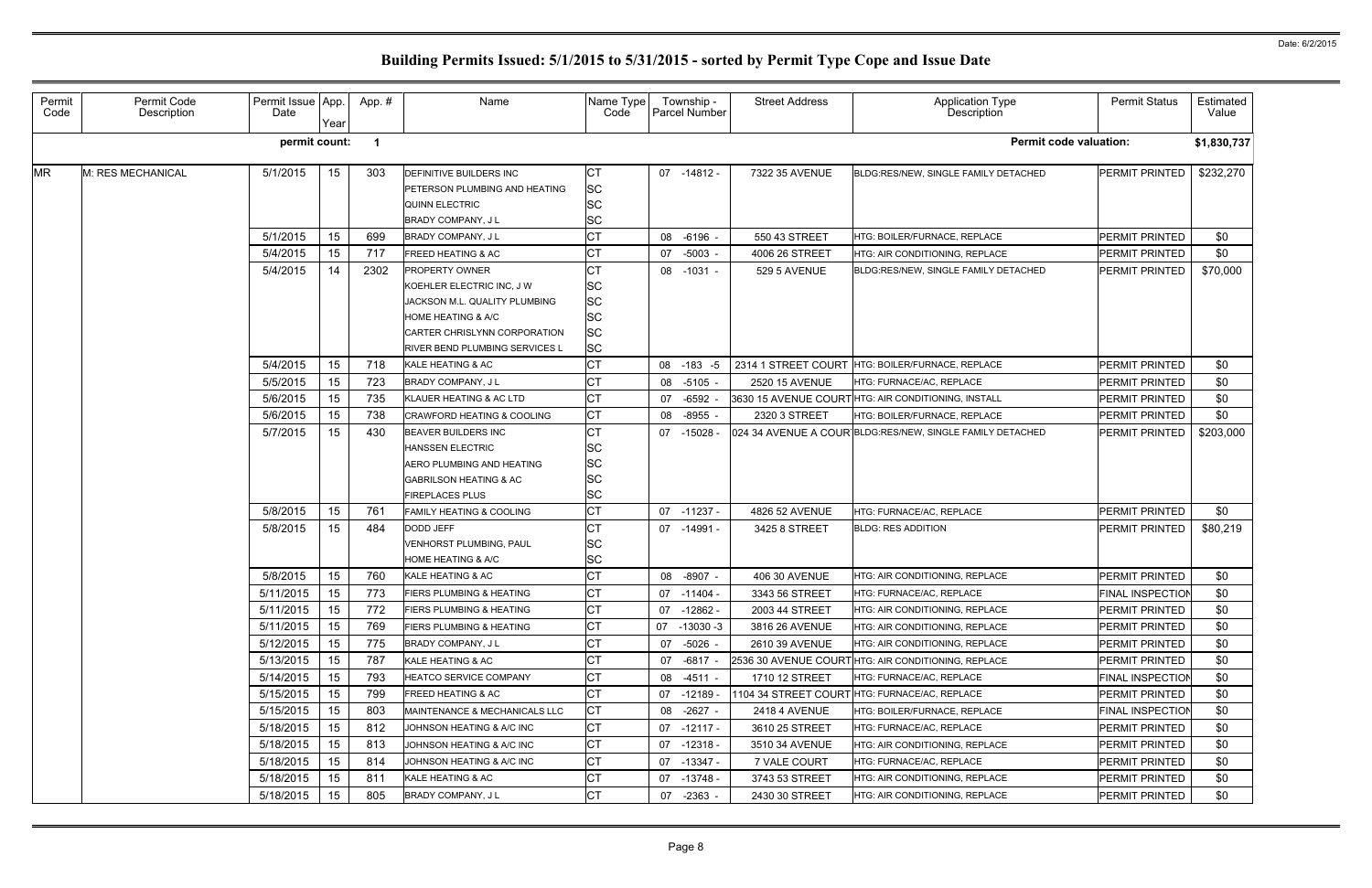# Building Permits Issued: 5/1/2015 to 5/31/2015 - sorted by Permit Type Cope and Issue Date

Date: 6/2/2015

| Permit Code | Permit Code Description | Permit Issue Date | App. Year | App. # | Name | Name Type Code | Township - Parcel Number | Street Address | Application Type Description | Permit Status | Estimated Value |
|---|---|---|---|---|---|---|---|---|---|---|---|
| | | permit count: | | 1 | | | | | Permit code valuation: | | $1,830,737 |
| MR | M: RES MECHANICAL | 5/1/2015 | 15 | 303 | DEFINITIVE BUILDERS INC | CT | 07 -14812 - | 7322 35 AVENUE | BLDG:RES/NEW, SINGLE FAMILY DETACHED | PERMIT PRINTED | $232,270 |
| | | | | | PETERSON PLUMBING AND HEATING | SC | | | | | |
| | | | | | QUINN ELECTRIC | SC | | | | | |
| | | | | | BRADY COMPANY, J L | SC | | | | | |
| | | 5/1/2015 | 15 | 699 | BRADY COMPANY, J L | CT | 08 -6196 - | 550 43 STREET | HTG: BOILER/FURNACE, REPLACE | PERMIT PRINTED | $0 |
| | | 5/4/2015 | 15 | 717 | FREED HEATING & AC | CT | 07 -5003 - | 4006 26 STREET | HTG: AIR CONDITIONING, REPLACE | PERMIT PRINTED | $0 |
| | | 5/4/2015 | 14 | 2302 | PROPERTY OWNER | CT | 08 -1031 - | 529 5 AVENUE | BLDG:RES/NEW, SINGLE FAMILY DETACHED | PERMIT PRINTED | $70,000 |
| | | | | | KOEHLER ELECTRIC INC, J W | SC | | | | | |
| | | | | | JACKSON M.L. QUALITY PLUMBING | SC | | | | | |
| | | | | | HOME HEATING & A/C | SC | | | | | |
| | | | | | CARTER CHRISLYNN CORPORATION | SC | | | | | |
| | | | | | RIVER BEND PLUMBING SERVICES L | SC | | | | | |
| | | 5/4/2015 | 15 | 718 | KALE HEATING & AC | CT | 08 -183 -5 | 2314 1 STREET COURT | HTG: BOILER/FURNACE, REPLACE | PERMIT PRINTED | $0 |
| | | 5/5/2015 | 15 | 723 | BRADY COMPANY, J L | CT | 08 -5105 - | 2520 15 AVENUE | HTG: FURNACE/AC, REPLACE | PERMIT PRINTED | $0 |
| | | 5/6/2015 | 15 | 735 | KLAUER HEATING & AC LTD | CT | 07 -6592 - | 3630 15 AVENUE COURT | HTG: AIR CONDITIONING, INSTALL | PERMIT PRINTED | $0 |
| | | 5/6/2015 | 15 | 738 | CRAWFORD HEATING & COOLING | CT | 08 -8955 - | 2320 3 STREET | HTG: BOILER/FURNACE, REPLACE | PERMIT PRINTED | $0 |
| | | 5/7/2015 | 15 | 430 | BEAVER BUILDERS INC | CT | 07 -15028 - | 024 34 AVENUE A COUR | BLDG:RES/NEW, SINGLE FAMILY DETACHED | PERMIT PRINTED | $203,000 |
| | | | | | HANSSEN ELECTRIC | SC | | | | | |
| | | | | | AERO PLUMBING AND HEATING | SC | | | | | |
| | | | | | GABRILSON HEATING & AC | SC | | | | | |
| | | | | | FIREPLACES PLUS | SC | | | | | |
| | | 5/8/2015 | 15 | 761 | FAMILY HEATING & COOLING | CT | 07 -11237 - | 4826 52 AVENUE | HTG: FURNACE/AC, REPLACE | PERMIT PRINTED | $0 |
| | | 5/8/2015 | 15 | 484 | DODD JEFF | CT | 07 -14991 - | 3425 8 STREET | BLDG: RES ADDITION | PERMIT PRINTED | $80,219 |
| | | | | | VENHORST PLUMBING, PAUL | SC | | | | | |
| | | | | | HOME HEATING & A/C | SC | | | | | |
| | | 5/8/2015 | 15 | 760 | KALE HEATING & AC | CT | 08 -8907 - | 406 30 AVENUE | HTG: AIR CONDITIONING, REPLACE | PERMIT PRINTED | $0 |
| | | 5/11/2015 | 15 | 773 | FIERS PLUMBING & HEATING | CT | 07 -11404 - | 3343 56 STREET | HTG: FURNACE/AC, REPLACE | FINAL INSPECTION | $0 |
| | | 5/11/2015 | 15 | 772 | FIERS PLUMBING & HEATING | CT | 07 -12862 - | 2003 44 STREET | HTG: AIR CONDITIONING, REPLACE | PERMIT PRINTED | $0 |
| | | 5/11/2015 | 15 | 769 | FIERS PLUMBING & HEATING | CT | 07 -13030 -3 | 3816 26 AVENUE | HTG: AIR CONDITIONING, REPLACE | PERMIT PRINTED | $0 |
| | | 5/12/2015 | 15 | 775 | BRADY COMPANY, J L | CT | 07 -5026 - | 2610 39 AVENUE | HTG: AIR CONDITIONING, REPLACE | PERMIT PRINTED | $0 |
| | | 5/13/2015 | 15 | 787 | KALE HEATING & AC | CT | 07 -6817 - | 2536 30 AVENUE COURT | HTG: AIR CONDITIONING, REPLACE | PERMIT PRINTED | $0 |
| | | 5/14/2015 | 15 | 793 | HEATCO SERVICE COMPANY | CT | 08 -4511 - | 1710 12 STREET | HTG: FURNACE/AC, REPLACE | FINAL INSPECTION | $0 |
| | | 5/15/2015 | 15 | 799 | FREED HEATING & AC | CT | 07 -12189 - | 1104 34 STREET COURT | HTG: FURNACE/AC, REPLACE | PERMIT PRINTED | $0 |
| | | 5/15/2015 | 15 | 803 | MAINTENANCE & MECHANICALS LLC | CT | 08 -2627 - | 2418 4 AVENUE | HTG: BOILER/FURNACE, REPLACE | FINAL INSPECTION | $0 |
| | | 5/18/2015 | 15 | 812 | JOHNSON HEATING & A/C INC | CT | 07 -12117 - | 3610 25 STREET | HTG: FURNACE/AC, REPLACE | PERMIT PRINTED | $0 |
| | | 5/18/2015 | 15 | 813 | JOHNSON HEATING & A/C INC | CT | 07 -12318 - | 3510 34 AVENUE | HTG: AIR CONDITIONING, REPLACE | PERMIT PRINTED | $0 |
| | | 5/18/2015 | 15 | 814 | JOHNSON HEATING & A/C INC | CT | 07 -13347 - | 7 VALE COURT | HTG: FURNACE/AC, REPLACE | PERMIT PRINTED | $0 |
| | | 5/18/2015 | 15 | 811 | KALE HEATING & AC | CT | 07 -13748 - | 3743 53 STREET | HTG: AIR CONDITIONING, REPLACE | PERMIT PRINTED | $0 |
| | | 5/18/2015 | 15 | 805 | BRADY COMPANY, J L | CT | 07 -2363 - | 2430 30 STREET | HTG: AIR CONDITIONING, REPLACE | PERMIT PRINTED | $0 |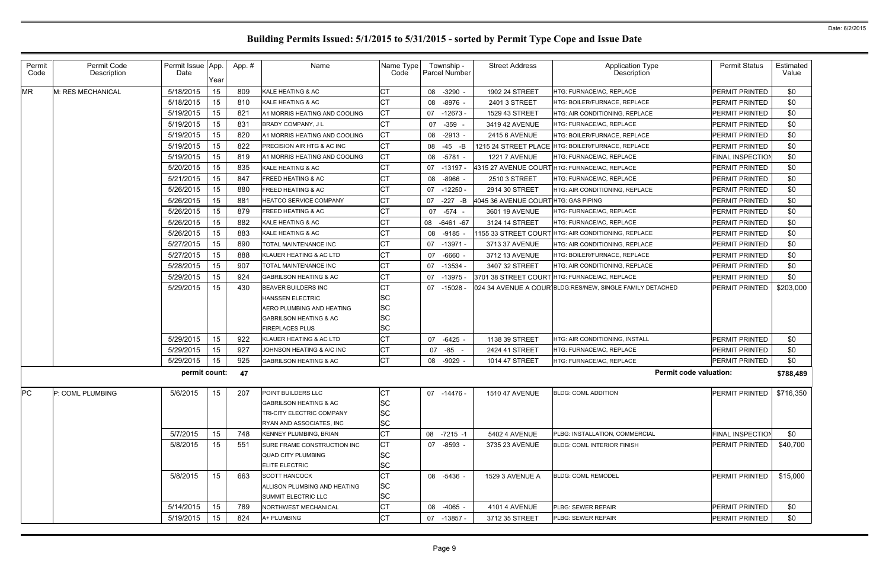# Building Permits Issued: 5/1/2015 to 5/31/2015 - sorted by Permit Type Cope and Issue Date

| Permit Code | Permit Code Description | Permit Issue Date | App. Year | App. # | Name | Name Type Code | Township - Parcel Number | Street Address | Application Type Description | Permit Status | Estimated Value |
|---|---|---|---|---|---|---|---|---|---|---|---|
| MR | M: RES MECHANICAL | 5/18/2015 | 15 | 809 | KALE HEATING & AC | CT | 08 -3290 - | 1902 24 STREET | HTG: FURNACE/AC, REPLACE | PERMIT PRINTED | $0 |
| | | 5/18/2015 | 15 | 810 | KALE HEATING & AC | CT | 08 -8976 - | 2401 3 STREET | HTG: BOILER/FURNACE, REPLACE | PERMIT PRINTED | $0 |
| | | 5/19/2015 | 15 | 821 | A1 MORRIS HEATING AND COOLING | CT | 07 -12673 - | 1529 43 STREET | HTG: AIR CONDITIONING, REPLACE | PERMIT PRINTED | $0 |
| | | 5/19/2015 | 15 | 831 | BRADY COMPANY, J L | CT | 07 -359 - | 3419 42 AVENUE | HTG: FURNACE/AC, REPLACE | PERMIT PRINTED | $0 |
| | | 5/19/2015 | 15 | 820 | A1 MORRIS HEATING AND COOLING | CT | 08 -2913 - | 2415 6 AVENUE | HTG: BOILER/FURNACE, REPLACE | PERMIT PRINTED | $0 |
| | | 5/19/2015 | 15 | 822 | PRECISION AIR HTG & AC INC | CT | 08 -45 -B | 1215 24 STREET PLACE | HTG: BOILER/FURNACE, REPLACE | PERMIT PRINTED | $0 |
| | | 5/19/2015 | 15 | 819 | A1 MORRIS HEATING AND COOLING | CT | 08 -5781 - | 1221 7 AVENUE | HTG: FURNACE/AC, REPLACE | FINAL INSPECTION | $0 |
| | | 5/20/2015 | 15 | 835 | KALE HEATING & AC | CT | 07 -13197 - | 4315 27 AVENUE COURT | HTG: FURNACE/AC, REPLACE | PERMIT PRINTED | $0 |
| | | 5/21/2015 | 15 | 847 | FREED HEATING & AC | CT | 08 -8966 - | 2510 3 STREET | HTG: FURNACE/AC, REPLACE | PERMIT PRINTED | $0 |
| | | 5/26/2015 | 15 | 880 | FREED HEATING & AC | CT | 07 -12250 - | 2914 30 STREET | HTG: AIR CONDITIONING, REPLACE | PERMIT PRINTED | $0 |
| | | 5/26/2015 | 15 | 881 | HEATCO SERVICE COMPANY | CT | 07 -227 -B | 4045 36 AVENUE COURT | HTG: GAS PIPING | PERMIT PRINTED | $0 |
| | | 5/26/2015 | 15 | 879 | FREED HEATING & AC | CT | 07 -574 - | 3601 19 AVENUE | HTG: FURNACE/AC, REPLACE | PERMIT PRINTED | $0 |
| | | 5/26/2015 | 15 | 882 | KALE HEATING & AC | CT | 08 -6461 -67 | 3124 14 STREET | HTG: FURNACE/AC, REPLACE | PERMIT PRINTED | $0 |
| | | 5/26/2015 | 15 | 883 | KALE HEATING & AC | CT | 08 -9185 - | 1155 33 STREET COURT | HTG: AIR CONDITIONING, REPLACE | PERMIT PRINTED | $0 |
| | | 5/27/2015 | 15 | 890 | TOTAL MAINTENANCE INC | CT | 07 -13971 - | 3713 37 AVENUE | HTG: AIR CONDITIONING, REPLACE | PERMIT PRINTED | $0 |
| | | 5/27/2015 | 15 | 888 | KLAUER HEATING & AC LTD | CT | 07 -6660 - | 3712 13 AVENUE | HTG: BOILER/FURNACE, REPLACE | PERMIT PRINTED | $0 |
| | | 5/28/2015 | 15 | 907 | TOTAL MAINTENANCE INC | CT | 07 -13534 - | 3407 32 STREET | HTG: AIR CONDITIONING, REPLACE | PERMIT PRINTED | $0 |
| | | 5/29/2015 | 15 | 924 | GABRILSON HEATING & AC | CT | 07 -13975 - | 3701 38 STREET COURT | HTG: FURNACE/AC, REPLACE | PERMIT PRINTED | $0 |
| | | 5/29/2015 | 15 | 430 | BEAVER BUILDERS INC | CT | 07 -15028 - | 024 34 AVENUE A COUR | BLDG:RES/NEW, SINGLE FAMILY DETACHED | PERMIT PRINTED | $203,000 |
| | | | | | HANSSEN ELECTRIC | SC | | | | | |
| | | | | | AERO PLUMBING AND HEATING | SC | | | | | |
| | | | | | GABRILSON HEATING & AC | SC | | | | | |
| | | | | | FIREPLACES PLUS | SC | | | | | |
| | | 5/29/2015 | 15 | 922 | KLAUER HEATING & AC LTD | CT | 07 -6425 - | 1138 39 STREET | HTG: AIR CONDITIONING, INSTALL | PERMIT PRINTED | $0 |
| | | 5/29/2015 | 15 | 927 | JOHNSON HEATING & A/C INC | CT | 07 -85 - | 2424 41 STREET | HTG: FURNACE/AC, REPLACE | PERMIT PRINTED | $0 |
| | | 5/29/2015 | 15 | 925 | GABRILSON HEATING & AC | CT | 08 -9029 - | 1014 47 STREET | HTG: FURNACE/AC, REPLACE | PERMIT PRINTED | $0 |
| | | **permit count:** | | **47** | | | | | **Permit code valuation:** | | **$788,489** |
| PC | P: COML PLUMBING | 5/6/2015 | 15 | 207 | POINT BUILDERS LLC | CT | 07 -14476 - | 1510 47 AVENUE | BLDG: COML ADDITION | PERMIT PRINTED | $716,350 |
| | | | | | GABRILSON HEATING & AC | SC | | | | | |
| | | | | | TRI-CITY ELECTRIC COMPANY | SC | | | | | |
| | | | | | RYAN AND ASSOCIATES, INC | SC | | | | | |
| | | 5/7/2015 | 15 | 748 | KENNEY PLUMBING, BRIAN | CT | 08 -7215 -1 | 5402 4 AVENUE | PLBG: INSTALLATION, COMMERCIAL | FINAL INSPECTION | $0 |
| | | 5/8/2015 | 15 | 551 | SURE FRAME CONSTRUCTION INC | CT | 07 -8593 - | 3735 23 AVENUE | BLDG: COML INTERIOR FINISH | PERMIT PRINTED | $40,700 |
| | | | | | QUAD CITY PLUMBING | SC | | | | | |
| | | | | | ELITE ELECTRIC | SC | | | | | |
| | | 5/8/2015 | 15 | 663 | SCOTT HANCOCK | CT | 08 -5436 - | 1529 3 AVENUE A | BLDG: COML REMODEL | PERMIT PRINTED | $15,000 |
| | | | | | ALLISON PLUMBING AND HEATING | SC | | | | | |
| | | | | | SUMMIT ELECTRIC LLC | SC | | | | | |
| | | 5/14/2015 | 15 | 789 | NORTHWEST MECHANICAL | CT | 08 -4065 - | 4101 4 AVENUE | PLBG: SEWER REPAIR | PERMIT PRINTED | $0 |
| | | 5/19/2015 | 15 | 824 | A+ PLUMBING | CT | 07 -13857 - | 3712 35 STREET | PLBG: SEWER REPAIR | PERMIT PRINTED | $0 |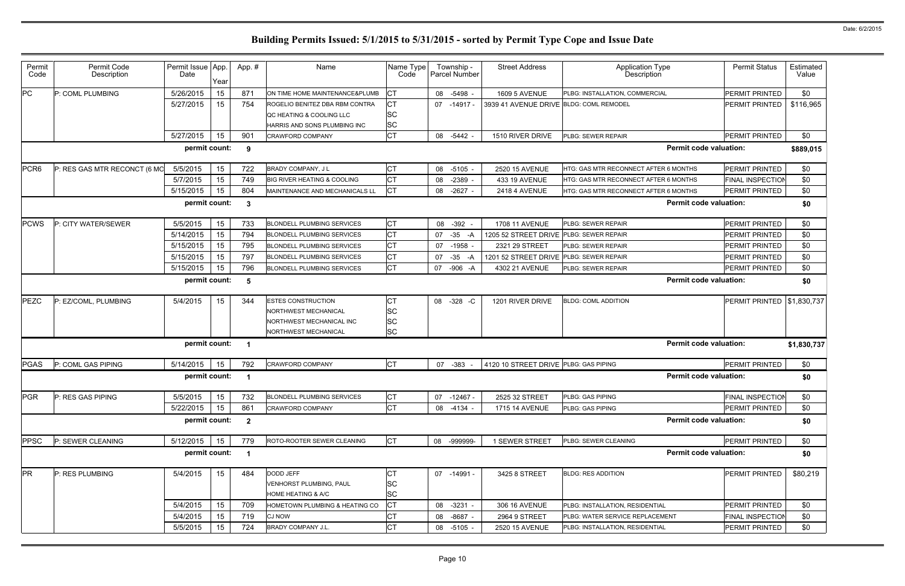# Building Permits Issued: 5/1/2015 to 5/31/2015 - sorted by Permit Type Cope and Issue Date

Date: 6/2/2015

| Permit Code | Permit Code Description | Permit Issue Date | App. Year | App. # | Name | Name Type Code | Township - Parcel Number | Street Address | Application Type Description | Permit Status | Estimated Value |
|---|---|---|---|---|---|---|---|---|---|---|---|
| PC | P: COML PLUMBING | 5/26/2015 | 15 | 871 | ON TIME HOME MAINTENANCE&PLUMB | CT | 08 -5498 - | 1609 5 AVENUE | PLBG: INSTALLATION, COMMERCIAL | PERMIT PRINTED | $0 |
| | | 5/27/2015 | 15 | 754 | ROGELIO BENITEZ DBA RBM CONTRA | CT | 07 -14917 - | 3939 41 AVENUE DRIVE | BLDG: COML REMODEL | PERMIT PRINTED | $116,965 |
| | | | | | QC HEATING & COOLING LLC | SC | | | | | |
| | | | | | HARRIS AND SONS PLUMBING INC | SC | | | | | |
| | | 5/27/2015 | 15 | 901 | CRAWFORD COMPANY | CT | 08 -5442 - | 1510 RIVER DRIVE | PLBG: SEWER REPAIR | PERMIT PRINTED | $0 |
| | | permit count: | | 9 | | | | | Permit code valuation: | | $889,015 |
| PCR6 | P: RES GAS MTR RECONCT (6 MO | 5/5/2015 | 15 | 722 | BRADY COMPANY, J L | CT | 08 -5105 - | 2520 15 AVENUE | HTG: GAS MTR RECONNECT AFTER 6 MONTHS | PERMIT PRINTED | $0 |
| | | 5/7/2015 | 15 | 749 | BIG RIVER HEATING & COOLING | CT | 08 -2389 - | 433 19 AVENUE | HTG: GAS MTR RECONNECT AFTER 6 MONTHS | FINAL INSPECTION | $0 |
| | | 5/15/2015 | 15 | 804 | MAINTENANCE AND MECHANICALS LL | CT | 08 -2627 - | 2418 4 AVENUE | HTG: GAS MTR RECONNECT AFTER 6 MONTHS | PERMIT PRINTED | $0 |
| | | permit count: | | 3 | | | | | Permit code valuation: | | $0 |
| PCWS | P: CITY WATER/SEWER | 5/5/2015 | 15 | 733 | BLONDELL PLUMBING SERVICES | CT | 08 -392 - | 1708 11 AVENUE | PLBG: SEWER REPAIR | PERMIT PRINTED | $0 |
| | | 5/14/2015 | 15 | 794 | BLONDELL PLUMBING SERVICES | CT | 07 -35 -A | 1205 52 STREET DRIVE | PLBG: SEWER REPAIR | PERMIT PRINTED | $0 |
| | | 5/15/2015 | 15 | 795 | BLONDELL PLUMBING SERVICES | CT | 07 -1958 - | 2321 29 STREET | PLBG: SEWER REPAIR | PERMIT PRINTED | $0 |
| | | 5/15/2015 | 15 | 797 | BLONDELL PLUMBING SERVICES | CT | 07 -35 -A | 1201 52 STREET DRIVE | PLBG: SEWER REPAIR | PERMIT PRINTED | $0 |
| | | 5/15/2015 | 15 | 796 | BLONDELL PLUMBING SERVICES | CT | 07 -906 -A | 4302 21 AVENUE | PLBG: SEWER REPAIR | PERMIT PRINTED | $0 |
| | | permit count: | | 5 | | | | | Permit code valuation: | | $0 |
| PEZC | P: EZ/COML, PLUMBING | 5/4/2015 | 15 | 344 | ESTES CONSTRUCTION | CT | 08 -328 -C | 1201 RIVER DRIVE | BLDG: COML ADDITION | PERMIT PRINTED | $1,830,737 |
| | | | | | NORTHWEST MECHANICAL | SC | | | | | |
| | | | | | NORTHWEST MECHANICAL INC | SC | | | | | |
| | | | | | NORTHWEST MECHANICAL | SC | | | | | |
| | | permit count: | | 1 | | | | | Permit code valuation: | | $1,830,737 |
| PGAS | P: COML GAS PIPING | 5/14/2015 | 15 | 792 | CRAWFORD COMPANY | CT | 07 -383 - | 4120 10 STREET DRIVE | PLBG: GAS PIPING | PERMIT PRINTED | $0 |
| | | permit count: | | 1 | | | | | Permit code valuation: | | $0 |
| PGR | P: RES GAS PIPING | 5/5/2015 | 15 | 732 | BLONDELL PLUMBING SERVICES | CT | 07 -12467 - | 2525 32 STREET | PLBG: GAS PIPING | FINAL INSPECTION | $0 |
| | | 5/22/2015 | 15 | 861 | CRAWFORD COMPANY | CT | 08 -4134 - | 1715 14 AVENUE | PLBG: GAS PIPING | PERMIT PRINTED | $0 |
| | | permit count: | | 2 | | | | | Permit code valuation: | | $0 |
| PPSC | P: SEWER CLEANING | 5/12/2015 | 15 | 779 | ROTO-ROOTER SEWER CLEANING | CT | 08 -999999- | 1 SEWER STREET | PLBG: SEWER CLEANING | PERMIT PRINTED | $0 |
| | | permit count: | | 1 | | | | | Permit code valuation: | | $0 |
| PR | P: RES PLUMBING | 5/4/2015 | 15 | 484 | DODD JEFF | CT | 07 -14991 - | 3425 8 STREET | BLDG: RES ADDITION | PERMIT PRINTED | $80,219 |
| | | | | | VENHORST PLUMBING, PAUL | SC | | | | | |
| | | | | | HOME HEATING & A/C | SC | | | | | |
| | | 5/4/2015 | 15 | 709 | HOMETOWN PLUMBING & HEATING CO | CT | 08 -3231 - | 306 16 AVENUE | PLBG: INSTALLATION, RESIDENTIAL | PERMIT PRINTED | $0 |
| | | 5/4/2015 | 15 | 719 | CJ NOW | CT | 08 -8687 - | 2964 9 STREET | PLBG: WATER SERVICE REPLACEMENT | FINAL INSPECTION | $0 |
| | | 5/5/2015 | 15 | 724 | BRADY COMPANY J.L. | CT | 08 -5105 - | 2520 15 AVENUE | PLBG: INSTALLATION, RESIDENTIAL | PERMIT PRINTED | $0 |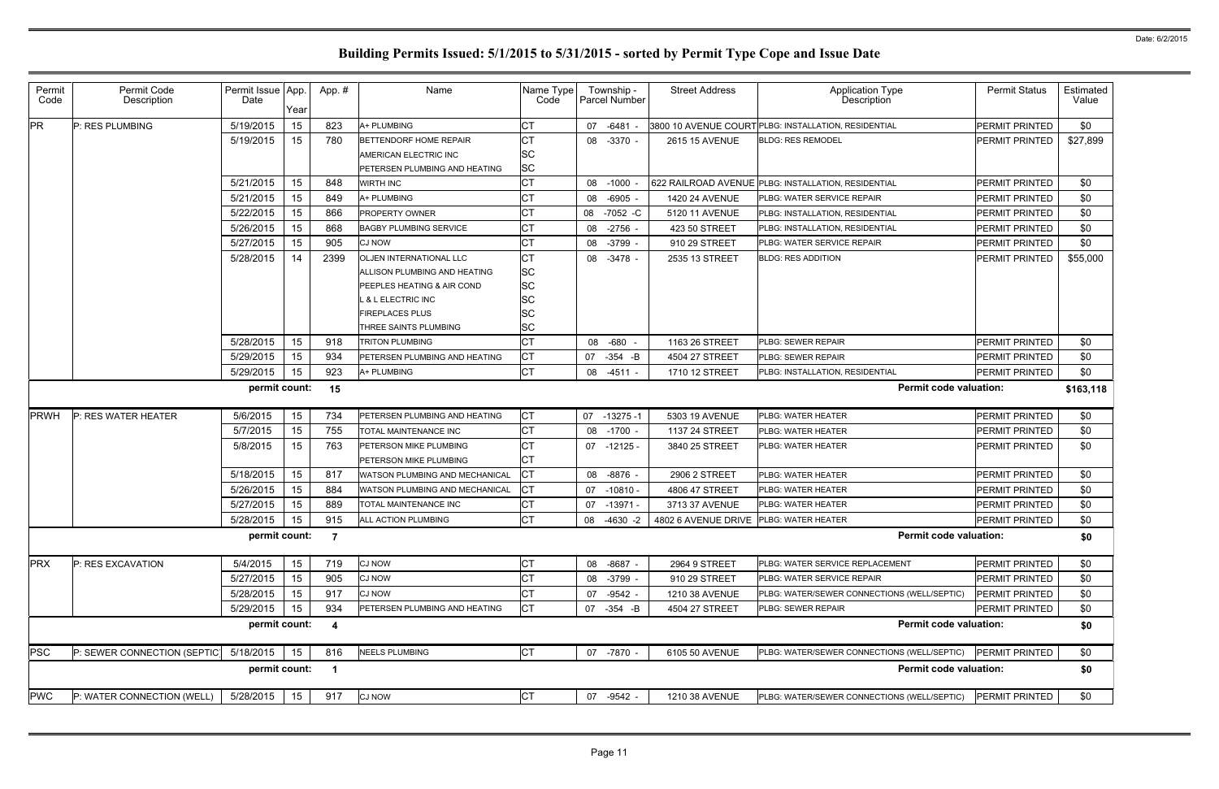# Building Permits Issued: 5/1/2015 to 5/31/2015 - sorted by Permit Type Cope and Issue Date

Date: 6/2/2015

| Permit Code | Permit Code Description | Permit Issue Date | App. Year | App. # | Name | Name Type Code | Township - Parcel Number | Street Address | Application Type Description | Permit Status | Estimated Value |
|---|---|---|---|---|---|---|---|---|---|---|---|
| PR | P: RES PLUMBING | 5/19/2015 | 15 | 823 | A+ PLUMBING | CT | 07 -6481 - | 3800 10 AVENUE COURT | PLBG: INSTALLATION, RESIDENTIAL | PERMIT PRINTED | $0 |
| | | 5/19/2015 | 15 | 780 | BETTENDORF HOME REPAIR | CT | 08 -3370 - | 2615 15 AVENUE | BLDG: RES REMODEL | PERMIT PRINTED | $27,899 |
| | | | | | AMERICAN ELECTRIC INC | SC | | | | | |
| | | | | | PETERSEN PLUMBING AND HEATING | SC | | | | | |
| | | 5/21/2015 | 15 | 848 | WIRTH INC | CT | 08 -1000 - | 622 RAILROAD AVENUE | PLBG: INSTALLATION, RESIDENTIAL | PERMIT PRINTED | $0 |
| | | 5/21/2015 | 15 | 849 | A+ PLUMBING | CT | 08 -6905 - | 1420 24 AVENUE | PLBG: WATER SERVICE REPAIR | PERMIT PRINTED | $0 |
| | | 5/22/2015 | 15 | 866 | PROPERTY OWNER | CT | 08 -7052 -C | 5120 11 AVENUE | PLBG: INSTALLATION, RESIDENTIAL | PERMIT PRINTED | $0 |
| | | 5/26/2015 | 15 | 868 | BAGBY PLUMBING SERVICE | CT | 08 -2756 - | 423 50 STREET | PLBG: INSTALLATION, RESIDENTIAL | PERMIT PRINTED | $0 |
| | | 5/27/2015 | 15 | 905 | CJ NOW | CT | 08 -3799 - | 910 29 STREET | PLBG: WATER SERVICE REPAIR | PERMIT PRINTED | $0 |
| | | 5/28/2015 | 14 | 2399 | OLJEN INTERNATIONAL LLC | CT | 08 -3478 - | 2535 13 STREET | BLDG: RES ADDITION | PERMIT PRINTED | $55,000 |
| | | | | | ALLISON PLUMBING AND HEATING | SC | | | | | |
| | | | | | PEEPLES HEATING & AIR COND | SC | | | | | |
| | | | | | L & L ELECTRIC INC | SC | | | | | |
| | | | | | FIREPLACES PLUS | SC | | | | | |
| | | | | | THREE SAINTS PLUMBING | SC | | | | | |
| | | 5/28/2015 | 15 | 918 | TRITON PLUMBING | CT | 08 -680 - | 1163 26 STREET | PLBG: SEWER REPAIR | PERMIT PRINTED | $0 |
| | | 5/29/2015 | 15 | 934 | PETERSEN PLUMBING AND HEATING | CT | 07 -354 -B | 4504 27 STREET | PLBG: SEWER REPAIR | PERMIT PRINTED | $0 |
| | | 5/29/2015 | 15 | 923 | A+ PLUMBING | CT | 08 -4511 - | 1710 12 STREET | PLBG: INSTALLATION, RESIDENTIAL | PERMIT PRINTED | $0 |
| | | **permit count:** | | **15** | | | | | **Permit code valuation:** | | **$163,118** |
| PRWH | P: RES WATER HEATER | 5/6/2015 | 15 | 734 | PETERSEN PLUMBING AND HEATING | CT | 07 -13275 -1 | 5303 19 AVENUE | PLBG: WATER HEATER | PERMIT PRINTED | $0 |
| | | 5/7/2015 | 15 | 755 | TOTAL MAINTENANCE INC | CT | 08 -1700 - | 1137 24 STREET | PLBG: WATER HEATER | PERMIT PRINTED | $0 |
| | | 5/8/2015 | 15 | 763 | PETERSON MIKE PLUMBING | CT | 07 -12125 - | 3840 25 STREET | PLBG: WATER HEATER | PERMIT PRINTED | $0 |
| | | | | | PETERSON MIKE PLUMBING | CT | | | | | |
| | | 5/18/2015 | 15 | 817 | WATSON PLUMBING AND MECHANICAL | CT | 08 -8876 - | 2906 2 STREET | PLBG: WATER HEATER | PERMIT PRINTED | $0 |
| | | 5/26/2015 | 15 | 884 | WATSON PLUMBING AND MECHANICAL | CT | 07 -10810 - | 4806 47 STREET | PLBG: WATER HEATER | PERMIT PRINTED | $0 |
| | | 5/27/2015 | 15 | 889 | TOTAL MAINTENANCE INC | CT | 07 -13971 - | 3713 37 AVENUE | PLBG: WATER HEATER | PERMIT PRINTED | $0 |
| | | 5/28/2015 | 15 | 915 | ALL ACTION PLUMBING | CT | 08 -4630 -2 | 4802 6 AVENUE DRIVE | PLBG: WATER HEATER | PERMIT PRINTED | $0 |
| | | **permit count:** | | **7** | | | | | **Permit code valuation:** | | **$0** |
| PRX | P: RES EXCAVATION | 5/4/2015 | 15 | 719 | CJ NOW | CT | 08 -8687 - | 2964 9 STREET | PLBG: WATER SERVICE REPLACEMENT | PERMIT PRINTED | $0 |
| | | 5/27/2015 | 15 | 905 | CJ NOW | CT | 08 -3799 - | 910 29 STREET | PLBG: WATER SERVICE REPAIR | PERMIT PRINTED | $0 |
| | | 5/28/2015 | 15 | 917 | CJ NOW | CT | 07 -9542 - | 1210 38 AVENUE | PLBG: WATER/SEWER CONNECTIONS (WELL/SEPTIC) | PERMIT PRINTED | $0 |
| | | 5/29/2015 | 15 | 934 | PETERSEN PLUMBING AND HEATING | CT | 07 -354 -B | 4504 27 STREET | PLBG: SEWER REPAIR | PERMIT PRINTED | $0 |
| | | **permit count:** | | **4** | | | | | **Permit code valuation:** | | **$0** |
| PSC | P: SEWER CONNECTION (SEPTIC) | 5/18/2015 | 15 | 816 | NEELS PLUMBING | CT | 07 -7870 - | 6105 50 AVENUE | PLBG: WATER/SEWER CONNECTIONS (WELL/SEPTIC) | PERMIT PRINTED | $0 |
| | | **permit count:** | | **1** | | | | | **Permit code valuation:** | | **$0** |
| PWC | P: WATER CONNECTION (WELL) | 5/28/2015 | 15 | 917 | CJ NOW | CT | 07 -9542 - | 1210 38 AVENUE | PLBG: WATER/SEWER CONNECTIONS (WELL/SEPTIC) | PERMIT PRINTED | $0 |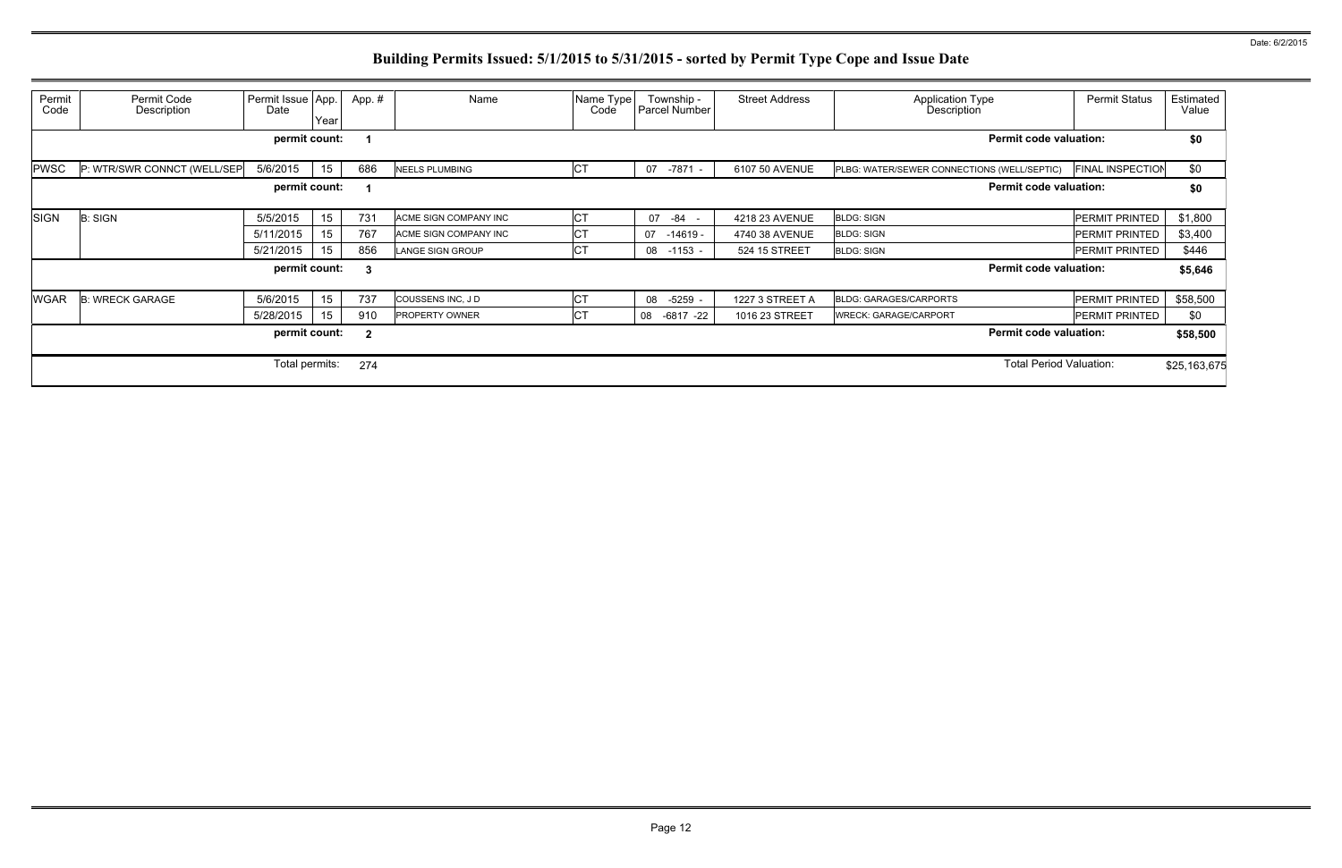# Building Permits Issued: 5/1/2015 to 5/31/2015 - sorted by Permit Type Cope and Issue Date

Date: 6/2/2015

| Permit Code | Permit Code Description | Permit Issue Date | App. Year | App. # | Name | Name Type Code | Township - Parcel Number | Street Address | Application Type Description | Permit Status | Estimated Value |
|---|---|---|---|---|---|---|---|---|---|---|---|
| | | permit count: | | 1 | | | | | Permit code valuation: | | $0 |
| PWSC | P: WTR/SWR CONNCT (WELL/SEP | 5/6/2015 | 15 | 686 | NEELS PLUMBING | CT | 07 -7871 - | 6107 50 AVENUE | PLBG: WATER/SEWER CONNECTIONS (WELL/SEPTIC) | FINAL INSPECTION | $0 |
| | | permit count: | | 1 | | | | | Permit code valuation: | | $0 |
| SIGN | B: SIGN | 5/5/2015 | 15 | 731 | ACME SIGN COMPANY INC | CT | 07 -84 - | 4218 23 AVENUE | BLDG: SIGN | PERMIT PRINTED | $1,800 |
| | | 5/11/2015 | 15 | 767 | ACME SIGN COMPANY INC | CT | 07 -14619 - | 4740 38 AVENUE | BLDG: SIGN | PERMIT PRINTED | $3,400 |
| | | 5/21/2015 | 15 | 856 | LANGE SIGN GROUP | CT | 08 -1153 - | 524 15 STREET | BLDG: SIGN | PERMIT PRINTED | $446 |
| | | permit count: | | 3 | | | | | Permit code valuation: | | $5,646 |
| WGAR | B: WRECK GARAGE | 5/6/2015 | 15 | 737 | COUSSENS INC, J D | CT | 08 -5259 - | 1227 3 STREET A | BLDG: GARAGES/CARPORTS | PERMIT PRINTED | $58,500 |
| | | 5/28/2015 | 15 | 910 | PROPERTY OWNER | CT | 08 -6817 -22 | 1016 23 STREET | WRECK: GARAGE/CARPORT | PERMIT PRINTED | $0 |
| | | permit count: | | 2 | | | | | Permit code valuation: | | $58,500 |
| | | Total permits: | | 274 | | | | | Total Period Valuation: | | $25,163,675 |